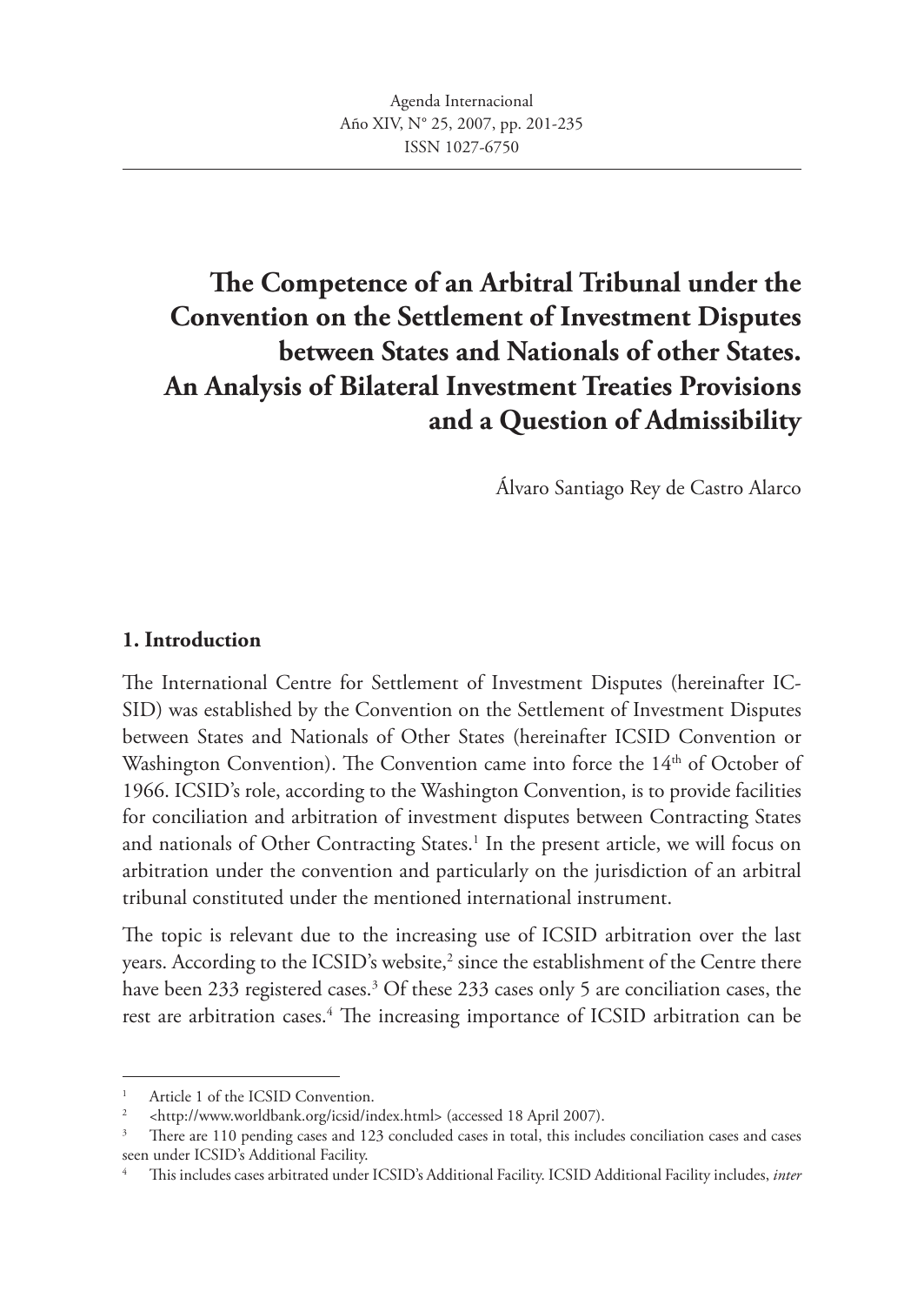# The Competence of an Arbitral Tribunal under the Convention on the Settlement of Investment Disputes between States and Nationals of other States. An Analysis of Bilateral Investment Treaties Provisions and a Question of Admissibility

Álvaro Santiago Rey de Castro Alarco

## 1. Introduction

The International Centre for Settlement of Investment Disputes (hereinafter ICSID) was established by the Convention on the Settlement of Investment Disputes between States and Nationals of Other States (hereinafter ICSID Convention or Washington Convention). The Convention came into force the 14th of October of 1966. ICSID's role, according to the Washington Convention, is to provide facilities for conciliation and arbitration of investment disputes between Contracting States and nationals of Other Contracting States.[1] In the present article, we will focus on arbitration under the convention and particularly on the jurisdiction of an arbitral tribunal constituted under the mentioned international instrument.

The topic is relevant due to the increasing use of ICSID arbitration over the last years. According to the ICSID's website,[2] since the establishment of the Centre there have been 233 registered cases.[3] Of these 233 cases only 5 are conciliation cases, the rest are arbitration cases.[4] The increasing importance of ICSID arbitration can be

---

[1] Article 1 of the ICSID Convention.

[2] <http://www.worldbank.org/icsid/index.html> (accessed 18 April 2007).

[3] There are 110 pending cases and 123 concluded cases in total, this includes conciliation cases and cases seen under ICSID's Additional Facility.

[4] This includes cases arbitrated under ICSID's Additional Facility. ICSID Additional Facility includes, *inter*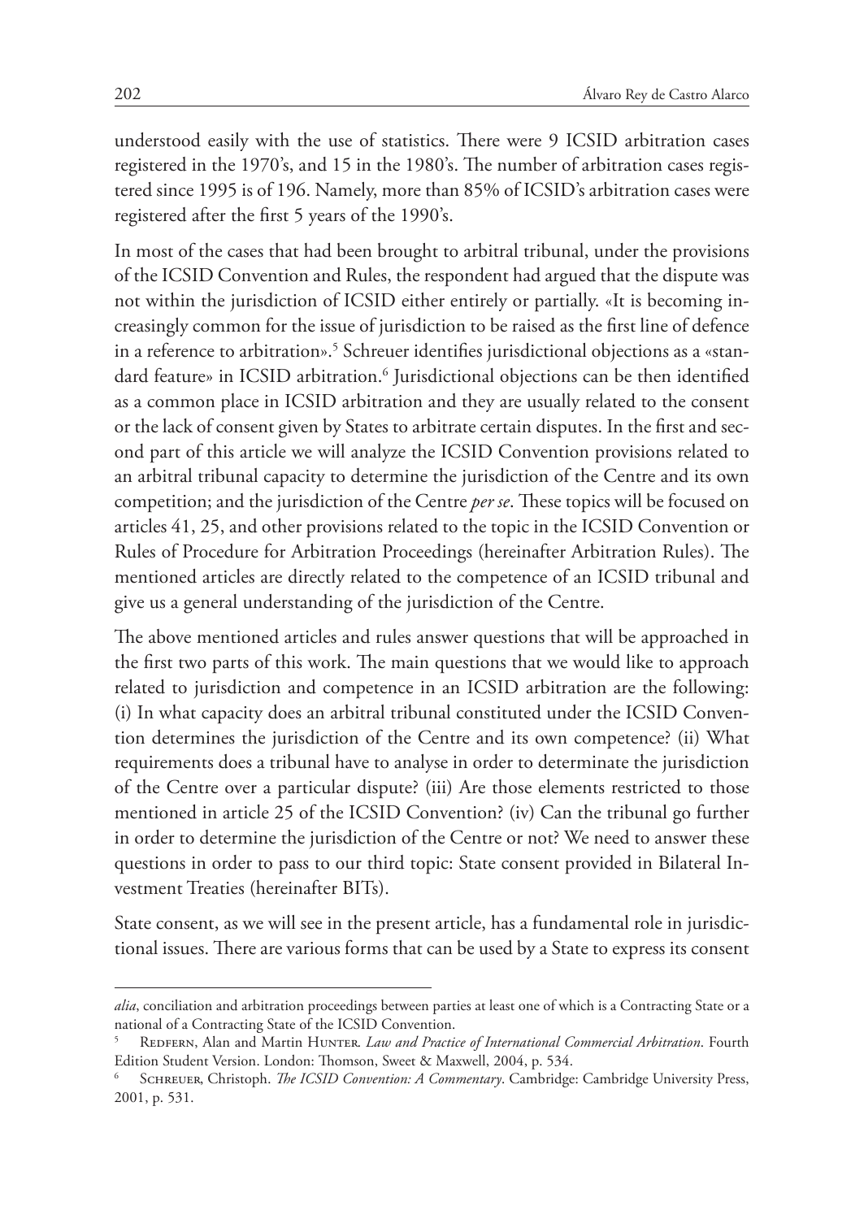understood easily with the use of statistics. There were 9 ICSID arbitration cases registered in the 1970's, and 15 in the 1980's. The number of arbitration cases registered since 1995 is of 196. Namely, more than 85% of ICSID's arbitration cases were registered after the first 5 years of the 1990's.

In most of the cases that had been brought to arbitral tribunal, under the provisions of the ICSID Convention and Rules, the respondent had argued that the dispute was not within the jurisdiction of ICSID either entirely or partially. «It is becoming increasingly common for the issue of jurisdiction to be raised as the first line of defence in a reference to arbitration».[5] Schreuer identifies jurisdictional objections as a «standard feature» in ICSID arbitration.[6] Jurisdictional objections can be then identified as a common place in ICSID arbitration and they are usually related to the consent or the lack of consent given by States to arbitrate certain disputes. In the first and second part of this article we will analyze the ICSID Convention provisions related to an arbitral tribunal capacity to determine the jurisdiction of the Centre and its own competition; and the jurisdiction of the Centre *per se*. These topics will be focused on articles 41, 25, and other provisions related to the topic in the ICSID Convention or Rules of Procedure for Arbitration Proceedings (hereinafter Arbitration Rules). The mentioned articles are directly related to the competence of an ICSID tribunal and give us a general understanding of the jurisdiction of the Centre.

The above mentioned articles and rules answer questions that will be approached in the first two parts of this work. The main questions that we would like to approach related to jurisdiction and competence in an ICSID arbitration are the following: (i) In what capacity does an arbitral tribunal constituted under the ICSID Convention determines the jurisdiction of the Centre and its own competence? (ii) What requirements does a tribunal have to analyse in order to determinate the jurisdiction of the Centre over a particular dispute? (iii) Are those elements restricted to those mentioned in article 25 of the ICSID Convention? (iv) Can the tribunal go further in order to determine the jurisdiction of the Centre or not? We need to answer these questions in order to pass to our third topic: State consent provided in Bilateral Investment Treaties (hereinafter BITs).

State consent, as we will see in the present article, has a fundamental role in jurisdictional issues. There are various forms that can be used by a State to express its consent

---

*alia*, conciliation and arbitration proceedings between parties at least one of which is a Contracting State or a national of a Contracting State of the ICSID Convention.

[5] Redfern, Alan and Martin Hunter. *Law and Practice of International Commercial Arbitration*. Fourth Edition Student Version. London: Thomson, Sweet & Maxwell, 2004, p. 534.

[6] Schreuer, Christoph. *The ICSID Convention: A Commentary*. Cambridge: Cambridge University Press, 2001, p. 531.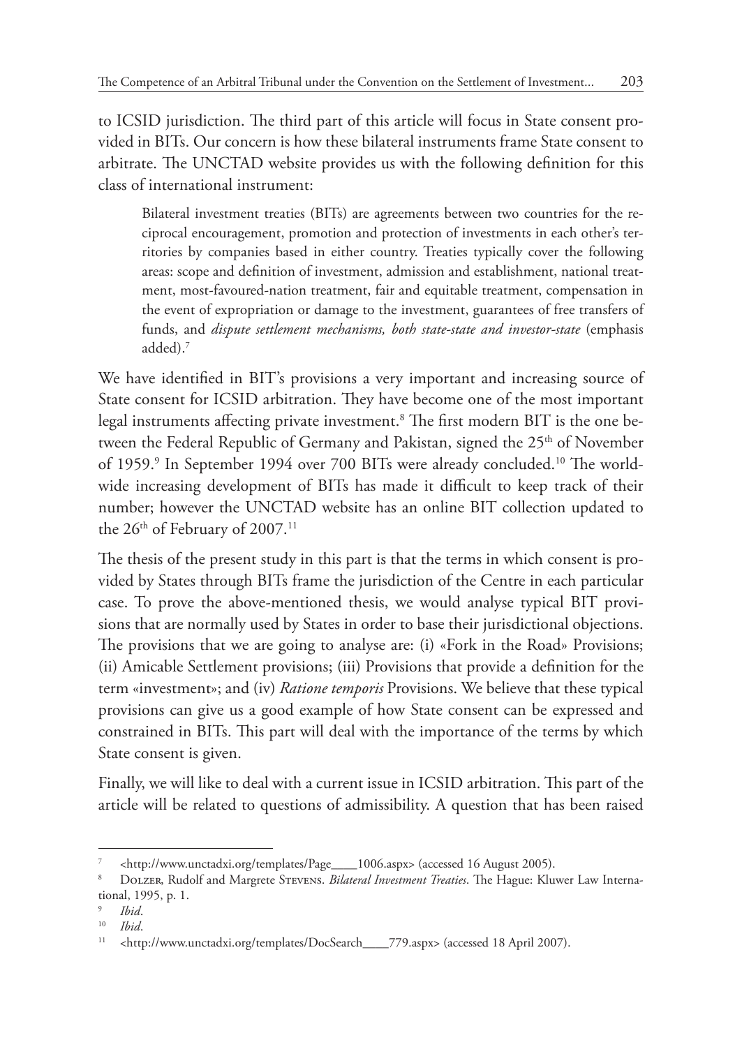to ICSID jurisdiction. The third part of this article will focus in State consent provided in BITs. Our concern is how these bilateral instruments frame State consent to arbitrate. The UNCTAD website provides us with the following definition for this class of international instrument:

> Bilateral investment treaties (BITs) are agreements between two countries for the reciprocal encouragement, promotion and protection of investments in each other's territories by companies based in either country. Treaties typically cover the following areas: scope and definition of investment, admission and establishment, national treatment, most-favoured-nation treatment, fair and equitable treatment, compensation in the event of expropriation or damage to the investment, guarantees of free transfers of funds, and *dispute settlement mechanisms, both state-state and investor-state* (emphasis added).[7]

We have identified in BIT's provisions a very important and increasing source of State consent for ICSID arbitration. They have become one of the most important legal instruments affecting private investment.[8] The first modern BIT is the one between the Federal Republic of Germany and Pakistan, signed the 25th of November of 1959.[9] In September 1994 over 700 BITs were already concluded.[10] The worldwide increasing development of BITs has made it difficult to keep track of their number; however the UNCTAD website has an online BIT collection updated to the 26th of February of 2007.[11]

The thesis of the present study in this part is that the terms in which consent is provided by States through BITs frame the jurisdiction of the Centre in each particular case. To prove the above-mentioned thesis, we would analyse typical BIT provisions that are normally used by States in order to base their jurisdictional objections. The provisions that we are going to analyse are: (i) «Fork in the Road» Provisions; (ii) Amicable Settlement provisions; (iii) Provisions that provide a definition for the term «investment»; and (iv) *Ratione temporis* Provisions. We believe that these typical provisions can give us a good example of how State consent can be expressed and constrained in BITs. This part will deal with the importance of the terms by which State consent is given.

Finally, we will like to deal with a current issue in ICSID arbitration. This part of the article will be related to questions of admissibility. A question that has been raised

---

[7] <http://www.unctadxi.org/templates/Page____1006.aspx> (accessed 16 August 2005).

[8] Dolzer, Rudolf and Margrete Stevens. *Bilateral Investment Treaties*. The Hague: Kluwer Law International, 1995, p. 1.

[9] *Ibid*.

[10] *Ibid*.

[11] <http://www.unctadxi.org/templates/DocSearch____779.aspx> (accessed 18 April 2007).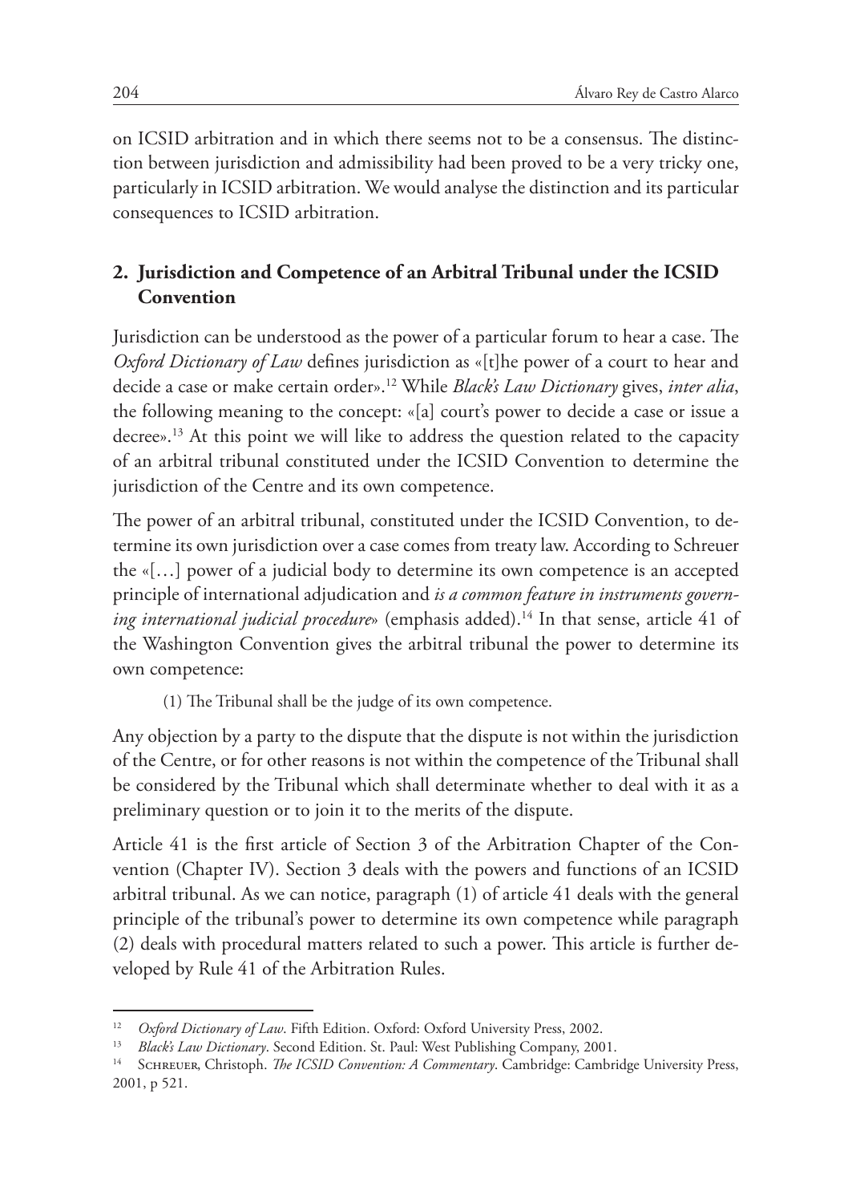on ICSID arbitration and in which there seems not to be a consensus. The distinction between jurisdiction and admissibility had been proved to be a very tricky one, particularly in ICSID arbitration. We would analyse the distinction and its particular consequences to ICSID arbitration.

## 2. Jurisdiction and Competence of an Arbitral Tribunal under the ICSID Convention

Jurisdiction can be understood as the power of a particular forum to hear a case. The *Oxford Dictionary of Law* defines jurisdiction as «[t]he power of a court to hear and decide a case or make certain order».[12] While *Black's Law Dictionary* gives, *inter alia*, the following meaning to the concept: «[a] court's power to decide a case or issue a decree».[13] At this point we will like to address the question related to the capacity of an arbitral tribunal constituted under the ICSID Convention to determine the jurisdiction of the Centre and its own competence.

The power of an arbitral tribunal, constituted under the ICSID Convention, to determine its own jurisdiction over a case comes from treaty law. According to Schreuer the «[…] power of a judicial body to determine its own competence is an accepted principle of international adjudication and *is a common feature in instruments governing international judicial procedure*» (emphasis added).[14] In that sense, article 41 of the Washington Convention gives the arbitral tribunal the power to determine its own competence:

> (1) The Tribunal shall be the judge of its own competence.

Any objection by a party to the dispute that the dispute is not within the jurisdiction of the Centre, or for other reasons is not within the competence of the Tribunal shall be considered by the Tribunal which shall determinate whether to deal with it as a preliminary question or to join it to the merits of the dispute.

Article 41 is the first article of Section 3 of the Arbitration Chapter of the Convention (Chapter IV). Section 3 deals with the powers and functions of an ICSID arbitral tribunal. As we can notice, paragraph (1) of article 41 deals with the general principle of the tribunal's power to determine its own competence while paragraph (2) deals with procedural matters related to such a power. This article is further developed by Rule 41 of the Arbitration Rules.

---

[12] *Oxford Dictionary of Law*. Fifth Edition. Oxford: Oxford University Press, 2002.

[13] *Black's Law Dictionary*. Second Edition. St. Paul: West Publishing Company, 2001.

[14] Schreuer, Christoph. *The ICSID Convention: A Commentary*. Cambridge: Cambridge University Press, 2001, p 521.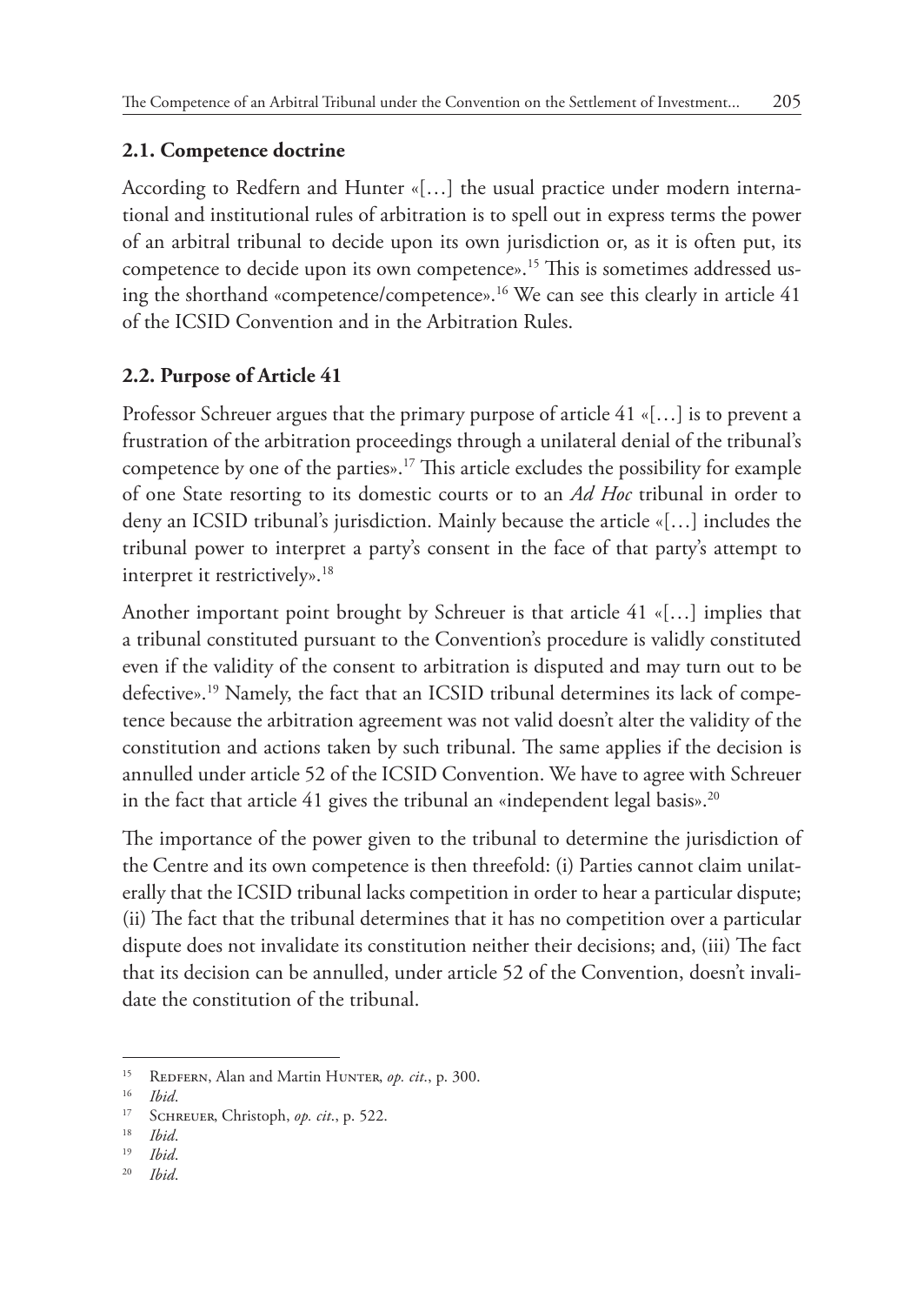## 2.1. Competence doctrine

According to Redfern and Hunter «[…] the usual practice under modern international and institutional rules of arbitration is to spell out in express terms the power of an arbitral tribunal to decide upon its own jurisdiction or, as it is often put, its competence to decide upon its own competence».[15] This is sometimes addressed using the shorthand «competence/competence».[16] We can see this clearly in article 41 of the ICSID Convention and in the Arbitration Rules.

## 2.2. Purpose of Article 41

Professor Schreuer argues that the primary purpose of article 41 «[…] is to prevent a frustration of the arbitration proceedings through a unilateral denial of the tribunal's competence by one of the parties».[17] This article excludes the possibility for example of one State resorting to its domestic courts or to an *Ad Hoc* tribunal in order to deny an ICSID tribunal's jurisdiction. Mainly because the article «[…] includes the tribunal power to interpret a party's consent in the face of that party's attempt to interpret it restrictively».[18]

Another important point brought by Schreuer is that article 41 «[…] implies that a tribunal constituted pursuant to the Convention's procedure is validly constituted even if the validity of the consent to arbitration is disputed and may turn out to be defective».[19] Namely, the fact that an ICSID tribunal determines its lack of competence because the arbitration agreement was not valid doesn't alter the validity of the constitution and actions taken by such tribunal. The same applies if the decision is annulled under article 52 of the ICSID Convention. We have to agree with Schreuer in the fact that article 41 gives the tribunal an «independent legal basis».[20]

The importance of the power given to the tribunal to determine the jurisdiction of the Centre and its own competence is then threefold: (i) Parties cannot claim unilaterally that the ICSID tribunal lacks competition in order to hear a particular dispute; (ii) The fact that the tribunal determines that it has no competition over a particular dispute does not invalidate its constitution neither their decisions; and, (iii) The fact that its decision can be annulled, under article 52 of the Convention, doesn't invalidate the constitution of the tribunal.

---

[15] Redfern, Alan and Martin Hunter, *op. cit*., p. 300.

[16] *Ibid*.

[17] Schreuer, Christoph, *op. cit*., p. 522.

[18] *Ibid*.

[19] *Ibid*.

[20] *Ibid*.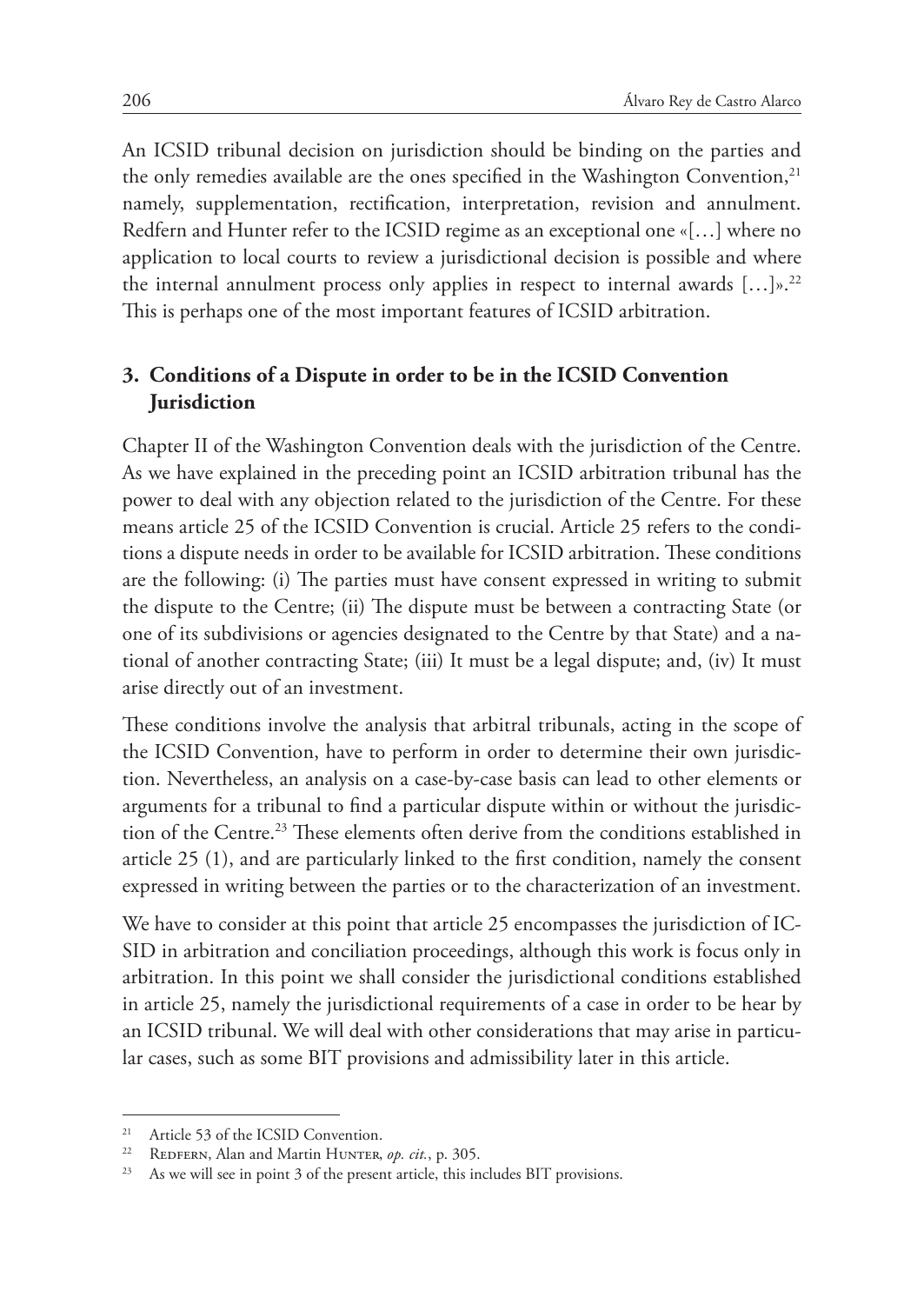An ICSID tribunal decision on jurisdiction should be binding on the parties and the only remedies available are the ones specified in the Washington Convention,[21] namely, supplementation, rectification, interpretation, revision and annulment. Redfern and Hunter refer to the ICSID regime as an exceptional one «[…] where no application to local courts to review a jurisdictional decision is possible and where the internal annulment process only applies in respect to internal awards […]».[22] This is perhaps one of the most important features of ICSID arbitration.

## 3. Conditions of a Dispute in order to be in the ICSID Convention Jurisdiction

Chapter II of the Washington Convention deals with the jurisdiction of the Centre. As we have explained in the preceding point an ICSID arbitration tribunal has the power to deal with any objection related to the jurisdiction of the Centre. For these means article 25 of the ICSID Convention is crucial. Article 25 refers to the conditions a dispute needs in order to be available for ICSID arbitration. These conditions are the following: (i) The parties must have consent expressed in writing to submit the dispute to the Centre; (ii) The dispute must be between a contracting State (or one of its subdivisions or agencies designated to the Centre by that State) and a national of another contracting State; (iii) It must be a legal dispute; and, (iv) It must arise directly out of an investment.

These conditions involve the analysis that arbitral tribunals, acting in the scope of the ICSID Convention, have to perform in order to determine their own jurisdiction. Nevertheless, an analysis on a case-by-case basis can lead to other elements or arguments for a tribunal to find a particular dispute within or without the jurisdiction of the Centre.[23] These elements often derive from the conditions established in article 25 (1), and are particularly linked to the first condition, namely the consent expressed in writing between the parties or to the characterization of an investment.

We have to consider at this point that article 25 encompasses the jurisdiction of ICSID in arbitration and conciliation proceedings, although this work is focus only in arbitration. In this point we shall consider the jurisdictional conditions established in article 25, namely the jurisdictional requirements of a case in order to be hear by an ICSID tribunal. We will deal with other considerations that may arise in particular cases, such as some BIT provisions and admissibility later in this article.

---

[21] Article 53 of the ICSID Convention.

[22] Redfern, Alan and Martin Hunter, *op. cit.*, p. 305.

[23] As we will see in point 3 of the present article, this includes BIT provisions.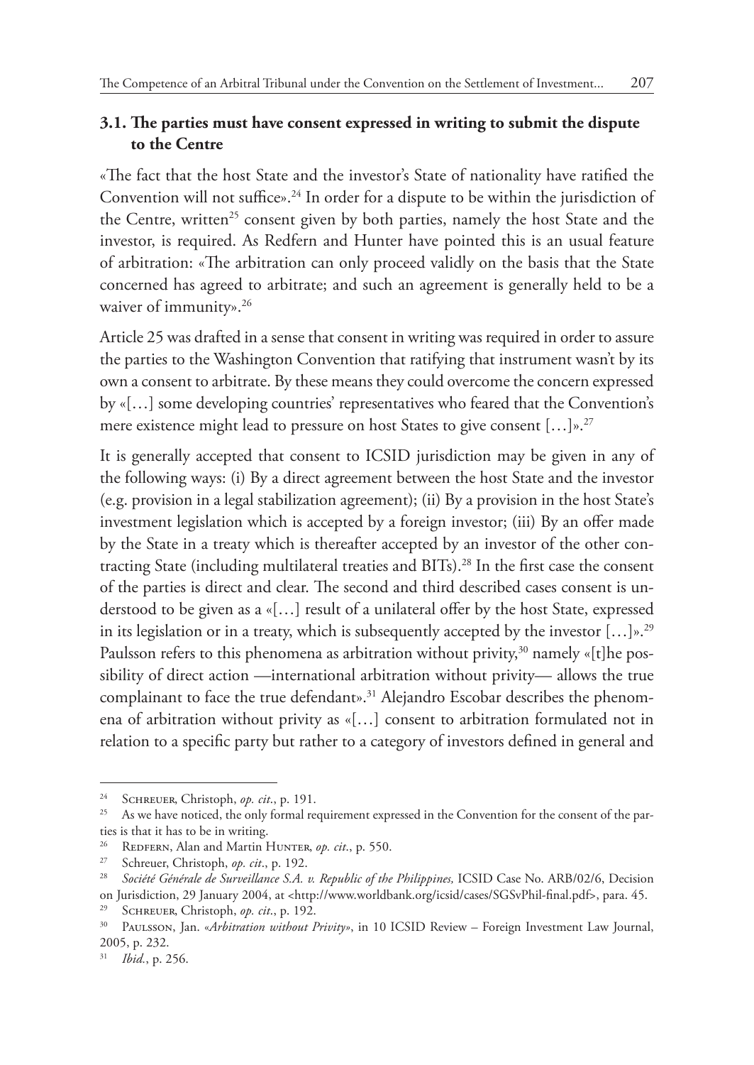### 3.1. The parties must have consent expressed in writing to submit the dispute to the Centre

«The fact that the host State and the investor's State of nationality have ratified the Convention will not suffice».[24] In order for a dispute to be within the jurisdiction of the Centre, written[25] consent given by both parties, namely the host State and the investor, is required. As Redfern and Hunter have pointed this is an usual feature of arbitration: «The arbitration can only proceed validly on the basis that the State concerned has agreed to arbitrate; and such an agreement is generally held to be a waiver of immunity».[26]

Article 25 was drafted in a sense that consent in writing was required in order to assure the parties to the Washington Convention that ratifying that instrument wasn't by its own a consent to arbitrate. By these means they could overcome the concern expressed by «[…] some developing countries' representatives who feared that the Convention's mere existence might lead to pressure on host States to give consent […]».[27]

It is generally accepted that consent to ICSID jurisdiction may be given in any of the following ways: (i) By a direct agreement between the host State and the investor (e.g. provision in a legal stabilization agreement); (ii) By a provision in the host State's investment legislation which is accepted by a foreign investor; (iii) By an offer made by the State in a treaty which is thereafter accepted by an investor of the other contracting State (including multilateral treaties and BITs).[28] In the first case the consent of the parties is direct and clear. The second and third described cases consent is understood to be given as a «[…] result of a unilateral offer by the host State, expressed in its legislation or in a treaty, which is subsequently accepted by the investor […]».[29] Paulsson refers to this phenomena as arbitration without privity,[30] namely «[t]he possibility of direct action —international arbitration without privity— allows the true complainant to face the true defendant».[31] Alejandro Escobar describes the phenomena of arbitration without privity as «[…] consent to arbitration formulated not in relation to a specific party but rather to a category of investors defined in general and

---

[24] Schreuer, Christoph, *op. cit*., p. 191.

[25] As we have noticed, the only formal requirement expressed in the Convention for the consent of the parties is that it has to be in writing.

[26] Redfern, Alan and Martin Hunter, *op. cit*., p. 550.

[27] Schreuer, Christoph, *op. cit*., p. 192.

[28] *Société Générale de Surveillance S.A. v. Republic of the Philippines,* ICSID Case No. ARB/02/6, Decision on Jurisdiction, 29 January 2004, at <http://www.worldbank.org/icsid/cases/SGSvPhil-final.pdf>, para. 45.

[29] Schreuer, Christoph, *op. cit*., p. 192.

[30] Paulsson, Jan. «*Arbitration without Privity*», in 10 ICSID Review – Foreign Investment Law Journal, 2005, p. 232.

[31] *Ibid.*, p. 256.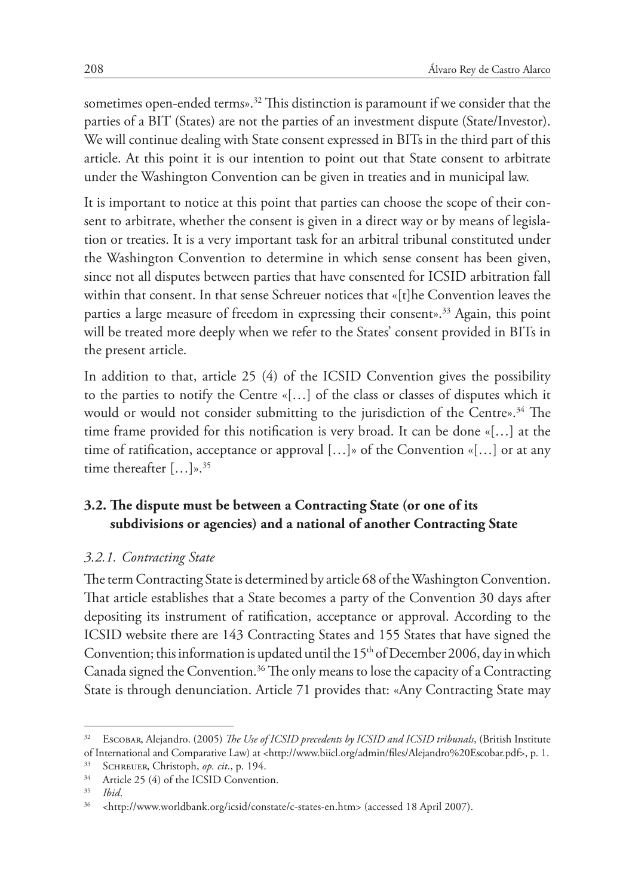sometimes open-ended terms».[32] This distinction is paramount if we consider that the parties of a BIT (States) are not the parties of an investment dispute (State/Investor). We will continue dealing with State consent expressed in BITs in the third part of this article. At this point it is our intention to point out that State consent to arbitrate under the Washington Convention can be given in treaties and in municipal law.

It is important to notice at this point that parties can choose the scope of their consent to arbitrate, whether the consent is given in a direct way or by means of legislation or treaties. It is a very important task for an arbitral tribunal constituted under the Washington Convention to determine in which sense consent has been given, since not all disputes between parties that have consented for ICSID arbitration fall within that consent. In that sense Schreuer notices that «[t]he Convention leaves the parties a large measure of freedom in expressing their consent».[33] Again, this point will be treated more deeply when we refer to the States' consent provided in BITs in the present article.

In addition to that, article 25 (4) of the ICSID Convention gives the possibility to the parties to notify the Centre «[…] of the class or classes of disputes which it would or would not consider submitting to the jurisdiction of the Centre».[34] The time frame provided for this notification is very broad. It can be done «[…] at the time of ratification, acceptance or approval […]» of the Convention «[…] or at any time thereafter […]».[35]

## 3.2. The dispute must be between a Contracting State (or one of its subdivisions or agencies) and a national of another Contracting State

### *3.2.1. Contracting State*

The term Contracting State is determined by article 68 of the Washington Convention. That article establishes that a State becomes a party of the Convention 30 days after depositing its instrument of ratification, acceptance or approval. According to the ICSID website there are 143 Contracting States and 155 States that have signed the Convention; this information is updated until the 15th of December 2006, day in which Canada signed the Convention.[36] The only means to lose the capacity of a Contracting State is through denunciation. Article 71 provides that: «Any Contracting State may

---

[32] Escobar, Alejandro. (2005) *The Use of ICSID precedents by ICSID and ICSID tribunals*, (British Institute of International and Comparative Law) at <http://www.biicl.org/admin/files/Alejandro%20Escobar.pdf>, p. 1.

[33] Schreuer, Christoph, *op. cit.*, p. 194.

[34] Article 25 (4) of the ICSID Convention.

[35] *Ibid.*

[36] <http://www.worldbank.org/icsid/constate/c-states-en.htm> (accessed 18 April 2007).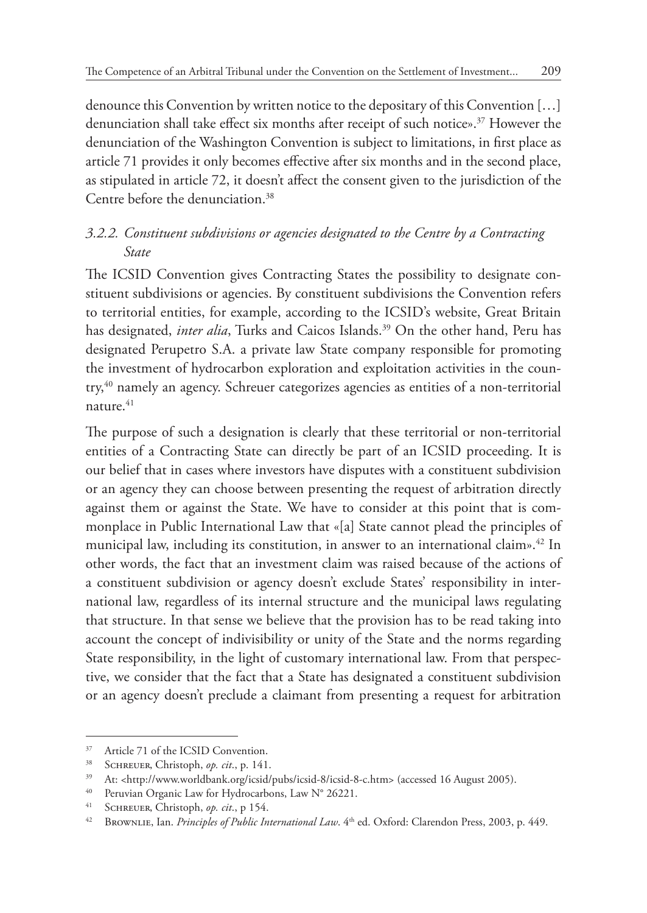denounce this Convention by written notice to the depositary of this Convention […] denunciation shall take effect six months after receipt of such notice».[37] However the denunciation of the Washington Convention is subject to limitations, in first place as article 71 provides it only becomes effective after six months and in the second place, as stipulated in article 72, it doesn't affect the consent given to the jurisdiction of the Centre before the denunciation.[38]

### *3.2.2. Constituent subdivisions or agencies designated to the Centre by a Contracting State*

The ICSID Convention gives Contracting States the possibility to designate constituent subdivisions or agencies. By constituent subdivisions the Convention refers to territorial entities, for example, according to the ICSID's website, Great Britain has designated, *inter alia*, Turks and Caicos Islands.[39] On the other hand, Peru has designated Perupetro S.A. a private law State company responsible for promoting the investment of hydrocarbon exploration and exploitation activities in the country,[40] namely an agency. Schreuer categorizes agencies as entities of a non-territorial nature.[41]

The purpose of such a designation is clearly that these territorial or non-territorial entities of a Contracting State can directly be part of an ICSID proceeding. It is our belief that in cases where investors have disputes with a constituent subdivision or an agency they can choose between presenting the request of arbitration directly against them or against the State. We have to consider at this point that is commonplace in Public International Law that «[a] State cannot plead the principles of municipal law, including its constitution, in answer to an international claim».[42] In other words, the fact that an investment claim was raised because of the actions of a constituent subdivision or agency doesn't exclude States' responsibility in international law, regardless of its internal structure and the municipal laws regulating that structure. In that sense we believe that the provision has to be read taking into account the concept of indivisibility or unity of the State and the norms regarding State responsibility, in the light of customary international law. From that perspective, we consider that the fact that a State has designated a constituent subdivision or an agency doesn't preclude a claimant from presenting a request for arbitration

---

[37] Article 71 of the ICSID Convention.

[38] Schreuer, Christoph, *op. cit.*, p. 141.

[39] At: <http://www.worldbank.org/icsid/pubs/icsid-8/icsid-8-c.htm> (accessed 16 August 2005).

[40] Peruvian Organic Law for Hydrocarbons, Law N° 26221.

[41] Schreuer, Christoph, *op. cit.*, p 154.

[42] Brownlie, Ian. *Principles of Public International Law*. 4th ed. Oxford: Clarendon Press, 2003, p. 449.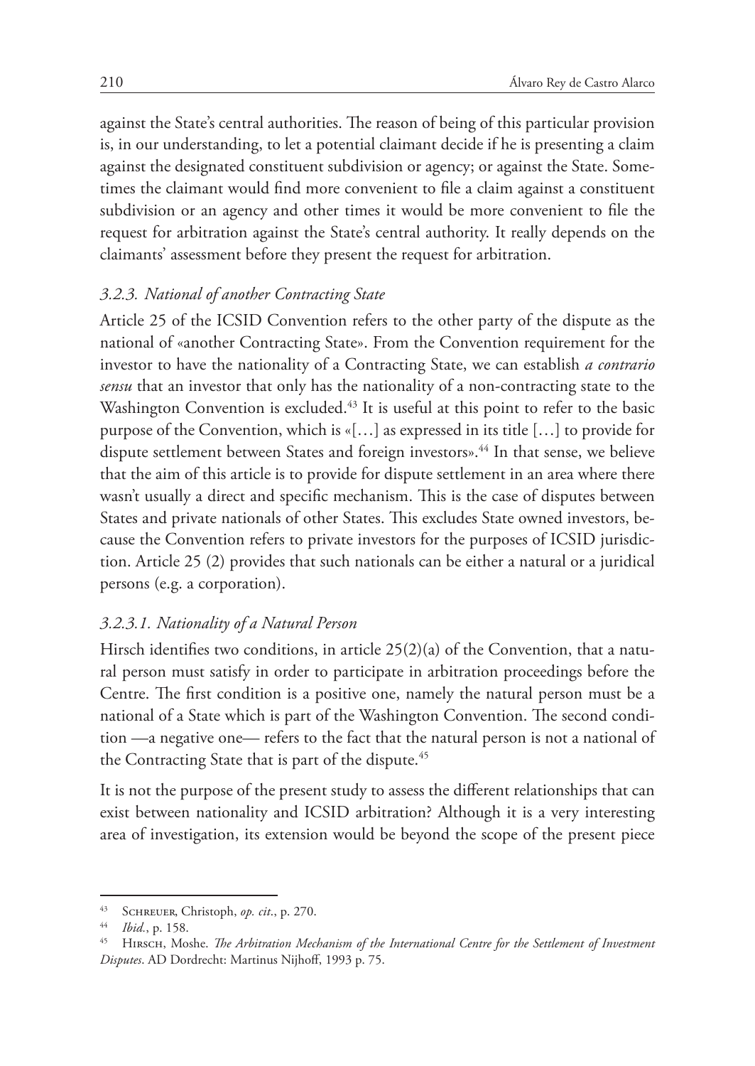against the State's central authorities. The reason of being of this particular provision is, in our understanding, to let a potential claimant decide if he is presenting a claim against the designated constituent subdivision or agency; or against the State. Sometimes the claimant would find more convenient to file a claim against a constituent subdivision or an agency and other times it would be more convenient to file the request for arbitration against the State's central authority. It really depends on the claimants' assessment before they present the request for arbitration.

### *3.2.3. National of another Contracting State*

Article 25 of the ICSID Convention refers to the other party of the dispute as the national of «another Contracting State». From the Convention requirement for the investor to have the nationality of a Contracting State, we can establish *a contrario sensu* that an investor that only has the nationality of a non-contracting state to the Washington Convention is excluded.[43] It is useful at this point to refer to the basic purpose of the Convention, which is «[…] as expressed in its title […] to provide for dispute settlement between States and foreign investors».[44] In that sense, we believe that the aim of this article is to provide for dispute settlement in an area where there wasn't usually a direct and specific mechanism. This is the case of disputes between States and private nationals of other States. This excludes State owned investors, because the Convention refers to private investors for the purposes of ICSID jurisdiction. Article 25 (2) provides that such nationals can be either a natural or a juridical persons (e.g. a corporation).

#### *3.2.3.1. Nationality of a Natural Person*

Hirsch identifies two conditions, in article 25(2)(a) of the Convention, that a natural person must satisfy in order to participate in arbitration proceedings before the Centre. The first condition is a positive one, namely the natural person must be a national of a State which is part of the Washington Convention. The second condition —a negative one— refers to the fact that the natural person is not a national of the Contracting State that is part of the dispute.[45]

It is not the purpose of the present study to assess the different relationships that can exist between nationality and ICSID arbitration? Although it is a very interesting area of investigation, its extension would be beyond the scope of the present piece

---

[43] Schreuer, Christoph, *op. cit.*, p. 270.

[44] *Ibid.*, p. 158.

[45] Hirsch, Moshe. *The Arbitration Mechanism of the International Centre for the Settlement of Investment Disputes*. AD Dordrecht: Martinus Nijhoff, 1993 p. 75.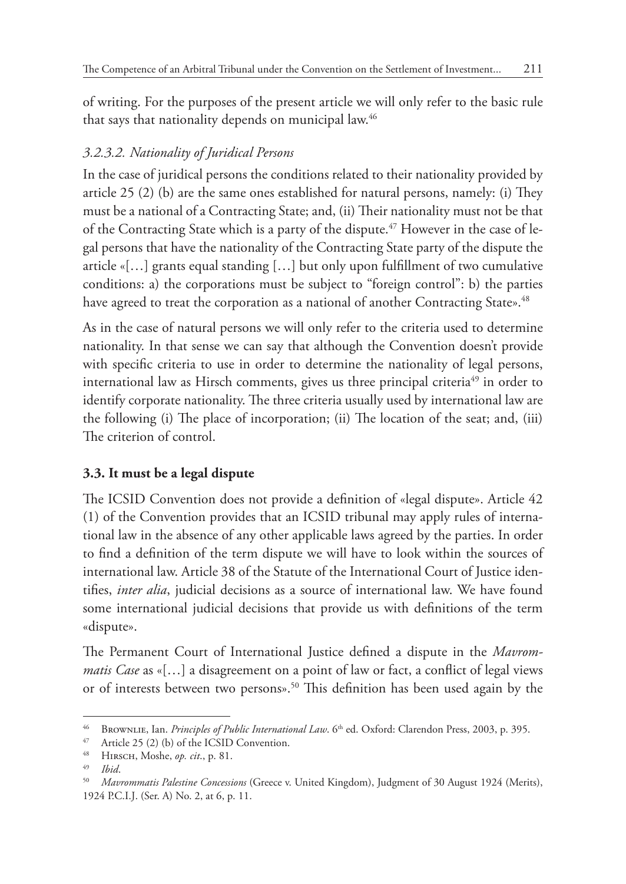of writing. For the purposes of the present article we will only refer to the basic rule that says that nationality depends on municipal law.[46]

#### *3.2.3.2. Nationality of Juridical Persons*

In the case of juridical persons the conditions related to their nationality provided by article 25 (2) (b) are the same ones established for natural persons, namely: (i) They must be a national of a Contracting State; and, (ii) Their nationality must not be that of the Contracting State which is a party of the dispute.[47] However in the case of legal persons that have the nationality of the Contracting State party of the dispute the article «[…] grants equal standing […] but only upon fulfillment of two cumulative conditions: a) the corporations must be subject to "foreign control": b) the parties have agreed to treat the corporation as a national of another Contracting State».[48]

As in the case of natural persons we will only refer to the criteria used to determine nationality. In that sense we can say that although the Convention doesn't provide with specific criteria to use in order to determine the nationality of legal persons, international law as Hirsch comments, gives us three principal criteria[49] in order to identify corporate nationality. The three criteria usually used by international law are the following (i) The place of incorporation; (ii) The location of the seat; and, (iii) The criterion of control.

### **3.3. It must be a legal dispute**

The ICSID Convention does not provide a definition of «legal dispute». Article 42 (1) of the Convention provides that an ICSID tribunal may apply rules of international law in the absence of any other applicable laws agreed by the parties. In order to find a definition of the term dispute we will have to look within the sources of international law. Article 38 of the Statute of the International Court of Justice identifies, *inter alia*, judicial decisions as a source of international law. We have found some international judicial decisions that provide us with definitions of the term «dispute».

The Permanent Court of International Justice defined a dispute in the *Mavrommatis Case* as «[…] a disagreement on a point of law or fact, a conflict of legal views or of interests between two persons».[50] This definition has been used again by the

---

[46] Brownlie, Ian. *Principles of Public International Law*. 6th ed. Oxford: Clarendon Press, 2003, p. 395.

[47] Article 25 (2) (b) of the ICSID Convention.

[48] Hirsch, Moshe, *op. cit.*, p. 81.

[49] *Ibid*.

[50] *Mavrommatis Palestine Concessions* (Greece v. United Kingdom), Judgment of 30 August 1924 (Merits), 1924 P.C.I.J. (Ser. A) No. 2, at 6, p. 11.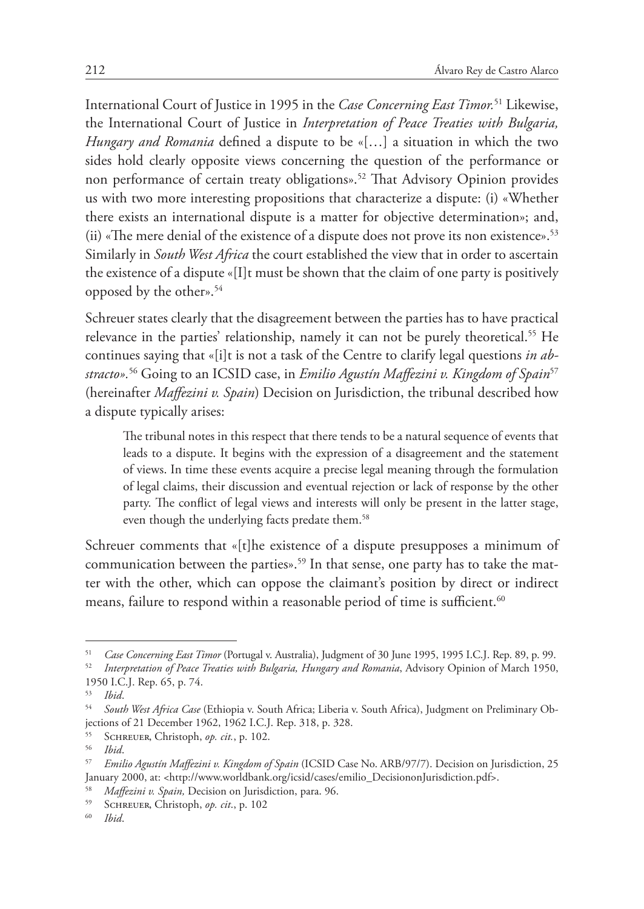International Court of Justice in 1995 in the *Case Concerning East Timor.*[51] Likewise, the International Court of Justice in *Interpretation of Peace Treaties with Bulgaria, Hungary and Romania* defined a dispute to be «[…] a situation in which the two sides hold clearly opposite views concerning the question of the performance or non performance of certain treaty obligations».[52] That Advisory Opinion provides us with two more interesting propositions that characterize a dispute: (i) «Whether there exists an international dispute is a matter for objective determination»; and, (ii) «The mere denial of the existence of a dispute does not prove its non existence».[53] Similarly in *South West Africa* the court established the view that in order to ascertain the existence of a dispute «[I]t must be shown that the claim of one party is positively opposed by the other».[54]

Schreuer states clearly that the disagreement between the parties has to have practical relevance in the parties' relationship, namely it can not be purely theoretical.[55] He continues saying that «[i]t is not a task of the Centre to clarify legal questions *in abstracto*».[56] Going to an ICSID case, in *Emilio Agustín Maffezini v. Kingdom of Spain*[57] (hereinafter *Maffezini v. Spain*) Decision on Jurisdiction, the tribunal described how a dispute typically arises:

> The tribunal notes in this respect that there tends to be a natural sequence of events that leads to a dispute. It begins with the expression of a disagreement and the statement of views. In time these events acquire a precise legal meaning through the formulation of legal claims, their discussion and eventual rejection or lack of response by the other party. The conflict of legal views and interests will only be present in the latter stage, even though the underlying facts predate them.[58]

Schreuer comments that «[t]he existence of a dispute presupposes a minimum of communication between the parties».[59] In that sense, one party has to take the matter with the other, which can oppose the claimant's position by direct or indirect means, failure to respond within a reasonable period of time is sufficient.[60]

---

[51] *Case Concerning East Timor* (Portugal v. Australia), Judgment of 30 June 1995, 1995 I.C.J. Rep. 89, p. 99.

[52] *Interpretation of Peace Treaties with Bulgaria, Hungary and Romania*, Advisory Opinion of March 1950, 1950 I.C.J. Rep. 65, p. 74.

[53] *Ibid*.

[54] *South West Africa Case* (Ethiopia v. South Africa; Liberia v. South Africa), Judgment on Preliminary Objections of 21 December 1962, 1962 I.C.J. Rep. 318, p. 328.

[55] Schreuer, Christoph, *op. cit.*, p. 102.

[56] *Ibid*.

[57] *Emilio Agustín Maffezini v. Kingdom of Spain* (ICSID Case No. ARB/97/7). Decision on Jurisdiction, 25 January 2000, at: <http://www.worldbank.org/icsid/cases/emilio_DecisiononJurisdiction.pdf>.

[58] *Maffezini v. Spain,* Decision on Jurisdiction, para. 96.

[59] Schreuer, Christoph, *op. cit*., p. 102

[60] *Ibid*.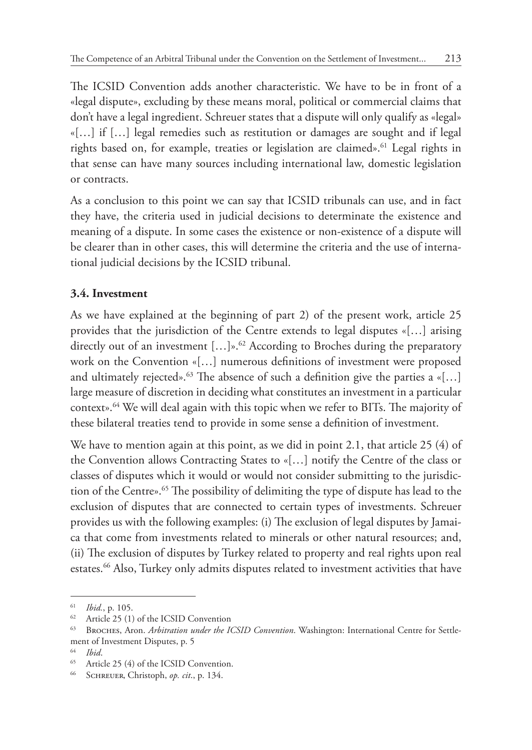The ICSID Convention adds another characteristic. We have to be in front of a «legal dispute», excluding by these means moral, political or commercial claims that don't have a legal ingredient. Schreuer states that a dispute will only qualify as «legal» «[…] if […] legal remedies such as restitution or damages are sought and if legal rights based on, for example, treaties or legislation are claimed».[61] Legal rights in that sense can have many sources including international law, domestic legislation or contracts.

As a conclusion to this point we can say that ICSID tribunals can use, and in fact they have, the criteria used in judicial decisions to determinate the existence and meaning of a dispute. In some cases the existence or non-existence of a dispute will be clearer than in other cases, this will determine the criteria and the use of international judicial decisions by the ICSID tribunal.

### 3.4. Investment

As we have explained at the beginning of part 2) of the present work, article 25 provides that the jurisdiction of the Centre extends to legal disputes «[…] arising directly out of an investment […]».[62] According to Broches during the preparatory work on the Convention «[…] numerous definitions of investment were proposed and ultimately rejected».[63] The absence of such a definition give the parties a «[…] large measure of discretion in deciding what constitutes an investment in a particular context».[64] We will deal again with this topic when we refer to BITs. The majority of these bilateral treaties tend to provide in some sense a definition of investment.

We have to mention again at this point, as we did in point 2.1, that article 25 (4) of the Convention allows Contracting States to «[…] notify the Centre of the class or classes of disputes which it would or would not consider submitting to the jurisdiction of the Centre».[65] The possibility of delimiting the type of dispute has lead to the exclusion of disputes that are connected to certain types of investments. Schreuer provides us with the following examples: (i) The exclusion of legal disputes by Jamaica that come from investments related to minerals or other natural resources; and, (ii) The exclusion of disputes by Turkey related to property and real rights upon real estates.[66] Also, Turkey only admits disputes related to investment activities that have

---

[61] *Ibid.*, p. 105.

[62] Article 25 (1) of the ICSID Convention

[63] Broches, Aron. *Arbitration under the ICSID Convention*. Washington: International Centre for Settlement of Investment Disputes, p. 5

[64] *Ibid*.

[65] Article 25 (4) of the ICSID Convention.

[66] Schreuer, Christoph, *op. cit.*, p. 134.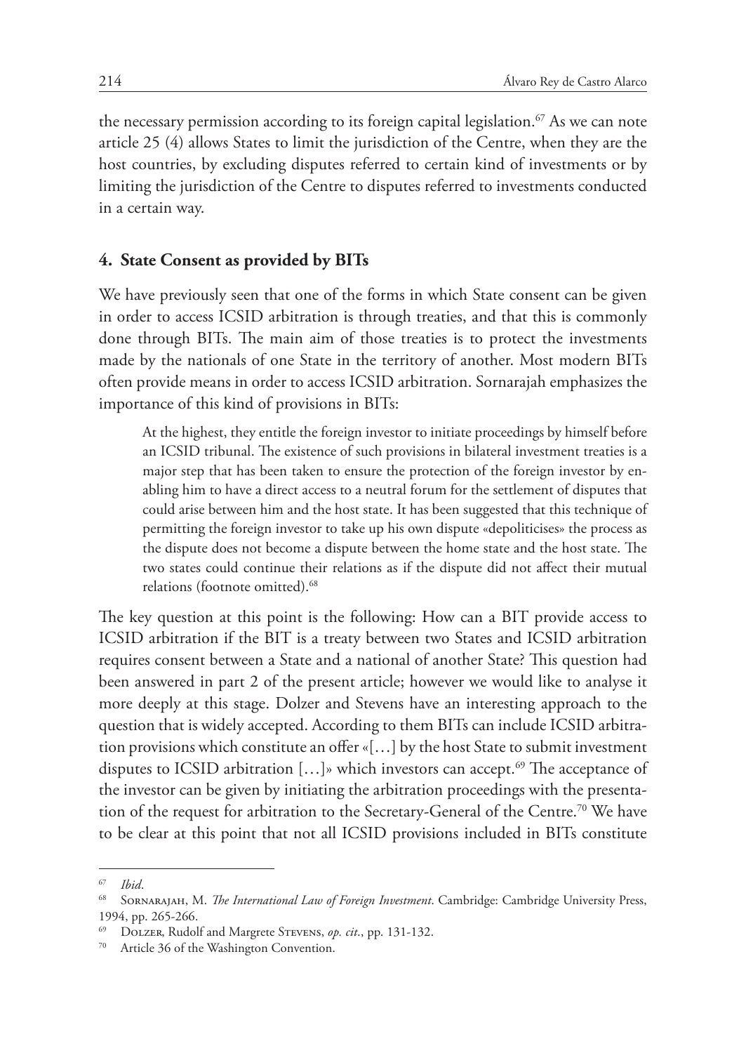the necessary permission according to its foreign capital legislation.[67] As we can note article 25 (4) allows States to limit the jurisdiction of the Centre, when they are the host countries, by excluding disputes referred to certain kind of investments or by limiting the jurisdiction of the Centre to disputes referred to investments conducted in a certain way.

## 4. State Consent as provided by BITs

We have previously seen that one of the forms in which State consent can be given in order to access ICSID arbitration is through treaties, and that this is commonly done through BITs. The main aim of those treaties is to protect the investments made by the nationals of one State in the territory of another. Most modern BITs often provide means in order to access ICSID arbitration. Sornarajah emphasizes the importance of this kind of provisions in BITs:

> At the highest, they entitle the foreign investor to initiate proceedings by himself before an ICSID tribunal. The existence of such provisions in bilateral investment treaties is a major step that has been taken to ensure the protection of the foreign investor by enabling him to have a direct access to a neutral forum for the settlement of disputes that could arise between him and the host state. It has been suggested that this technique of permitting the foreign investor to take up his own dispute «depoliticises» the process as the dispute does not become a dispute between the home state and the host state. The two states could continue their relations as if the dispute did not affect their mutual relations (footnote omitted).[68]

The key question at this point is the following: How can a BIT provide access to ICSID arbitration if the BIT is a treaty between two States and ICSID arbitration requires consent between a State and a national of another State? This question had been answered in part 2 of the present article; however we would like to analyse it more deeply at this stage. Dolzer and Stevens have an interesting approach to the question that is widely accepted. According to them BITs can include ICSID arbitration provisions which constitute an offer «[…] by the host State to submit investment disputes to ICSID arbitration […]» which investors can accept.[69] The acceptance of the investor can be given by initiating the arbitration proceedings with the presentation of the request for arbitration to the Secretary-General of the Centre.[70] We have to be clear at this point that not all ICSID provisions included in BITs constitute

---

[67] *Ibid*.

[68] Sornarajah, M. *The International Law of Foreign Investment*. Cambridge: Cambridge University Press, 1994, pp. 265-266.

[69] Dolzer, Rudolf and Margrete Stevens, *op. cit*., pp. 131-132.

[70] Article 36 of the Washington Convention.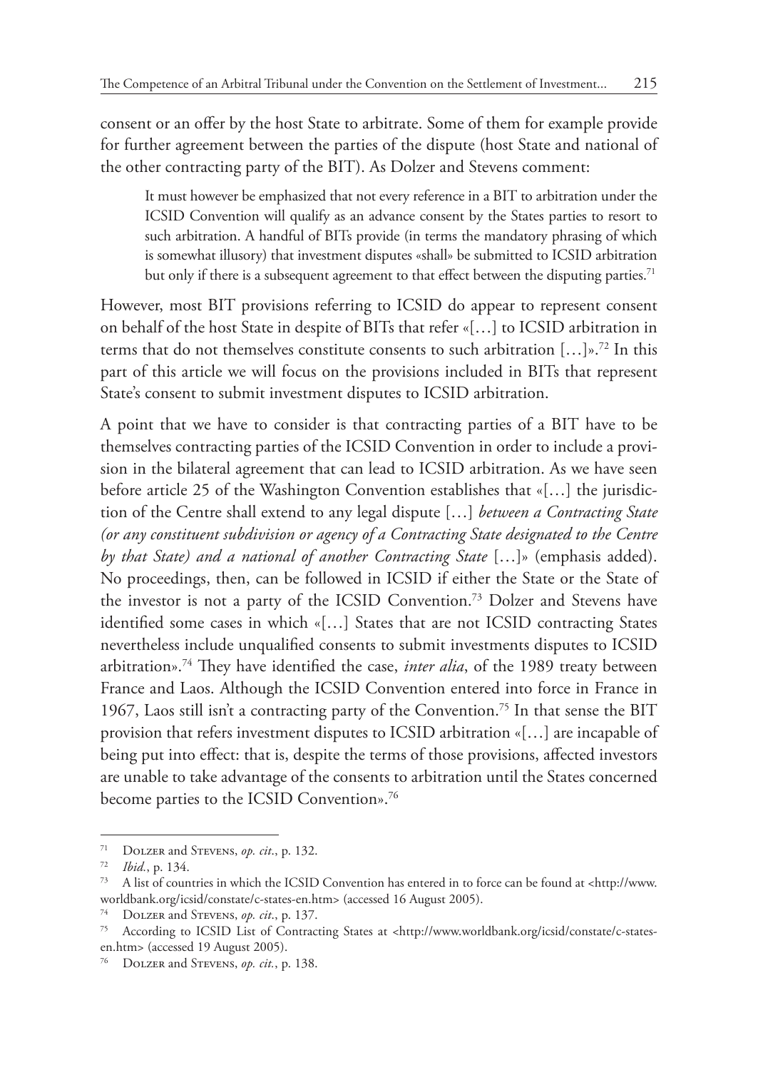consent or an offer by the host State to arbitrate. Some of them for example provide for further agreement between the parties of the dispute (host State and national of the other contracting party of the BIT). As Dolzer and Stevens comment:

> It must however be emphasized that not every reference in a BIT to arbitration under the ICSID Convention will qualify as an advance consent by the States parties to resort to such arbitration. A handful of BITs provide (in terms the mandatory phrasing of which is somewhat illusory) that investment disputes «shall» be submitted to ICSID arbitration but only if there is a subsequent agreement to that effect between the disputing parties.[71]

However, most BIT provisions referring to ICSID do appear to represent consent on behalf of the host State in despite of BITs that refer «[…] to ICSID arbitration in terms that do not themselves constitute consents to such arbitration […]».[72] In this part of this article we will focus on the provisions included in BITs that represent State's consent to submit investment disputes to ICSID arbitration.

A point that we have to consider is that contracting parties of a BIT have to be themselves contracting parties of the ICSID Convention in order to include a provision in the bilateral agreement that can lead to ICSID arbitration. As we have seen before article 25 of the Washington Convention establishes that «[…] the jurisdiction of the Centre shall extend to any legal dispute […] *between a Contracting State (or any constituent subdivision or agency of a Contracting State designated to the Centre by that State) and a national of another Contracting State* […]» (emphasis added). No proceedings, then, can be followed in ICSID if either the State or the State of the investor is not a party of the ICSID Convention.[73] Dolzer and Stevens have identified some cases in which «[…] States that are not ICSID contracting States nevertheless include unqualified consents to submit investments disputes to ICSID arbitration».[74] They have identified the case, *inter alia*, of the 1989 treaty between France and Laos. Although the ICSID Convention entered into force in France in 1967, Laos still isn't a contracting party of the Convention.[75] In that sense the BIT provision that refers investment disputes to ICSID arbitration «[…] are incapable of being put into effect: that is, despite the terms of those provisions, affected investors are unable to take advantage of the consents to arbitration until the States concerned become parties to the ICSID Convention».[76]

---

[71] Dolzer and Stevens, *op. cit.*, p. 132.

[72] *Ibid.*, p. 134.

[73] A list of countries in which the ICSID Convention has entered in to force can be found at <http://www.worldbank.org/icsid/constate/c-states-en.htm> (accessed 16 August 2005).

[74] Dolzer and Stevens, *op. cit.*, p. 137.

[75] According to ICSID List of Contracting States at <http://www.worldbank.org/icsid/constate/c-states-en.htm> (accessed 19 August 2005).

[76] Dolzer and Stevens, *op. cit.*, p. 138.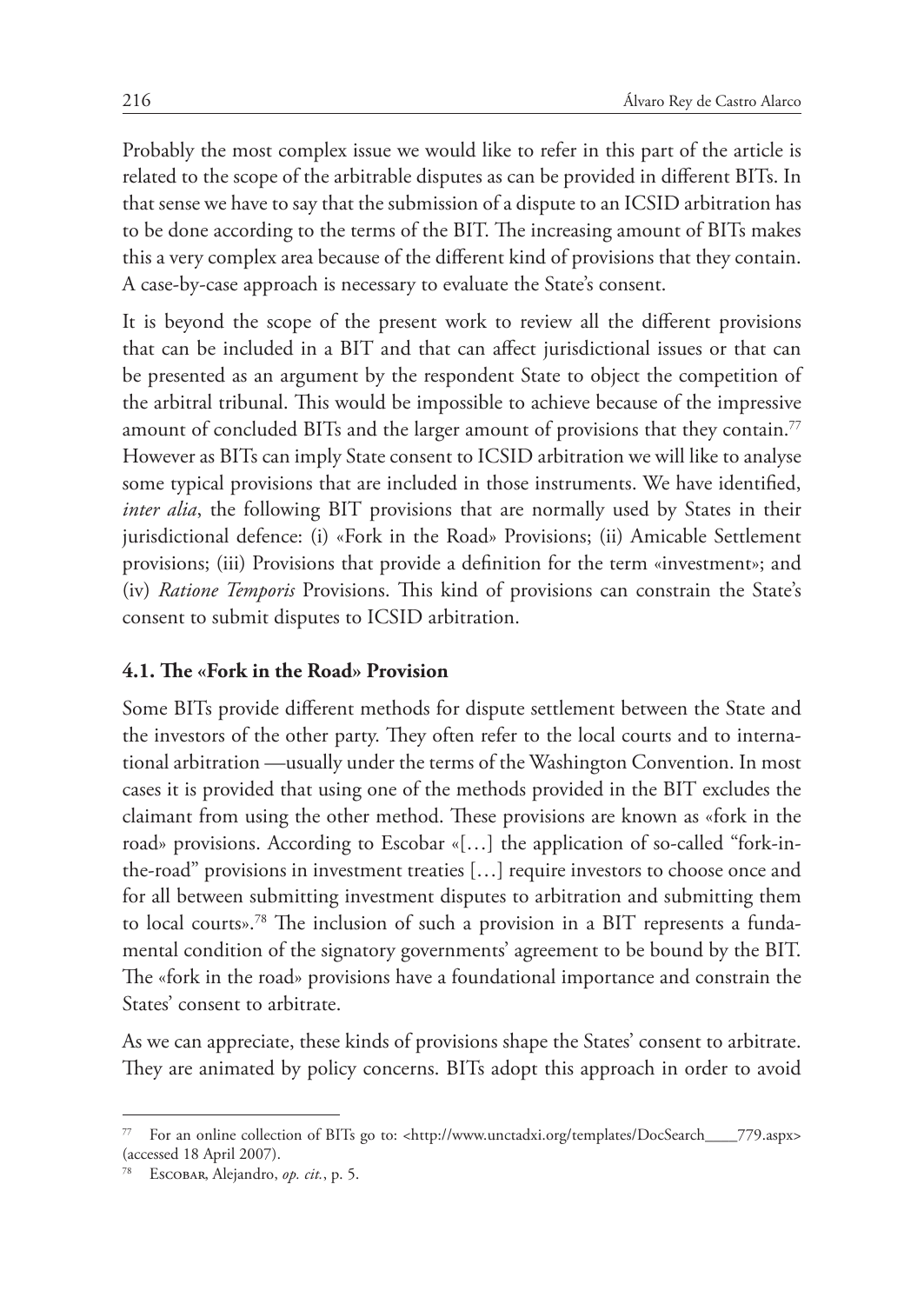Probably the most complex issue we would like to refer in this part of the article is related to the scope of the arbitrable disputes as can be provided in different BITs. In that sense we have to say that the submission of a dispute to an ICSID arbitration has to be done according to the terms of the BIT. The increasing amount of BITs makes this a very complex area because of the different kind of provisions that they contain. A case-by-case approach is necessary to evaluate the State's consent.

It is beyond the scope of the present work to review all the different provisions that can be included in a BIT and that can affect jurisdictional issues or that can be presented as an argument by the respondent State to object the competition of the arbitral tribunal. This would be impossible to achieve because of the impressive amount of concluded BITs and the larger amount of provisions that they contain.[77] However as BITs can imply State consent to ICSID arbitration we will like to analyse some typical provisions that are included in those instruments. We have identified, *inter alia*, the following BIT provisions that are normally used by States in their jurisdictional defence: (i) «Fork in the Road» Provisions; (ii) Amicable Settlement provisions; (iii) Provisions that provide a definition for the term «investment»; and (iv) *Ratione Temporis* Provisions. This kind of provisions can constrain the State's consent to submit disputes to ICSID arbitration.

### 4.1. The «Fork in the Road» Provision

Some BITs provide different methods for dispute settlement between the State and the investors of the other party. They often refer to the local courts and to international arbitration —usually under the terms of the Washington Convention. In most cases it is provided that using one of the methods provided in the BIT excludes the claimant from using the other method. These provisions are known as «fork in the road» provisions. According to Escobar «[…] the application of so-called "fork-in-the-road" provisions in investment treaties […] require investors to choose once and for all between submitting investment disputes to arbitration and submitting them to local courts».[78] The inclusion of such a provision in a BIT represents a fundamental condition of the signatory governments' agreement to be bound by the BIT. The «fork in the road» provisions have a foundational importance and constrain the States' consent to arbitrate.

As we can appreciate, these kinds of provisions shape the States' consent to arbitrate. They are animated by policy concerns. BITs adopt this approach in order to avoid

---

[77] For an online collection of BITs go to: <http://www.unctadxi.org/templates/DocSearch____779.aspx> (accessed 18 April 2007).

[78] Escobar, Alejandro, *op. cit.*, p. 5.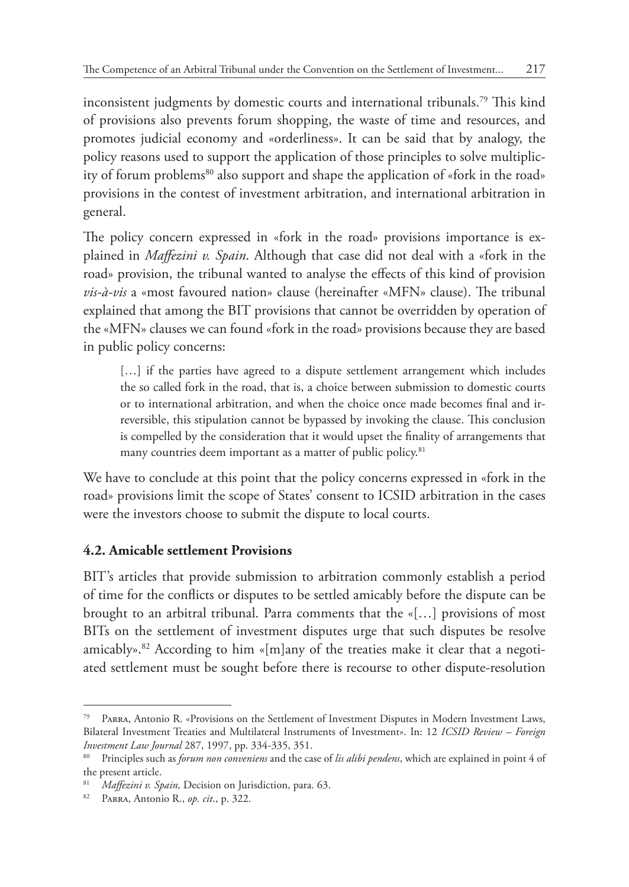inconsistent judgments by domestic courts and international tribunals.[79] This kind of provisions also prevents forum shopping, the waste of time and resources, and promotes judicial economy and «orderliness». It can be said that by analogy, the policy reasons used to support the application of those principles to solve multiplicity of forum problems[80] also support and shape the application of «fork in the road» provisions in the contest of investment arbitration, and international arbitration in general.

The policy concern expressed in «fork in the road» provisions importance is explained in *Maffezini v. Spain*. Although that case did not deal with a «fork in the road» provision, the tribunal wanted to analyse the effects of this kind of provision *vis-à-vis* a «most favoured nation» clause (hereinafter «MFN» clause). The tribunal explained that among the BIT provisions that cannot be overridden by operation of the «MFN» clauses we can found «fork in the road» provisions because they are based in public policy concerns:

> […] if the parties have agreed to a dispute settlement arrangement which includes the so called fork in the road, that is, a choice between submission to domestic courts or to international arbitration, and when the choice once made becomes final and irreversible, this stipulation cannot be bypassed by invoking the clause. This conclusion is compelled by the consideration that it would upset the finality of arrangements that many countries deem important as a matter of public policy.[81]

We have to conclude at this point that the policy concerns expressed in «fork in the road» provisions limit the scope of States' consent to ICSID arbitration in the cases were the investors choose to submit the dispute to local courts.

### 4.2. Amicable settlement Provisions

BIT's articles that provide submission to arbitration commonly establish a period of time for the conflicts or disputes to be settled amicably before the dispute can be brought to an arbitral tribunal. Parra comments that the «[…] provisions of most BITs on the settlement of investment disputes urge that such disputes be resolve amicably».[82] According to him «[m]any of the treaties make it clear that a negotiated settlement must be sought before there is recourse to other dispute-resolution

---

[79] Parra, Antonio R. «Provisions on the Settlement of Investment Disputes in Modern Investment Laws, Bilateral Investment Treaties and Multilateral Instruments of Investment». In: 12 *ICSID Review – Foreign Investment Law Journal* 287, 1997, pp. 334-335, 351.

[80] Principles such as *forum non conveniens* and the case of *lis alibi pendens*, which are explained in point 4 of the present article.

[81] *Maffezini v. Spain,* Decision on Jurisdiction, para. 63.

[82] Parra, Antonio R., *op. cit*., p. 322.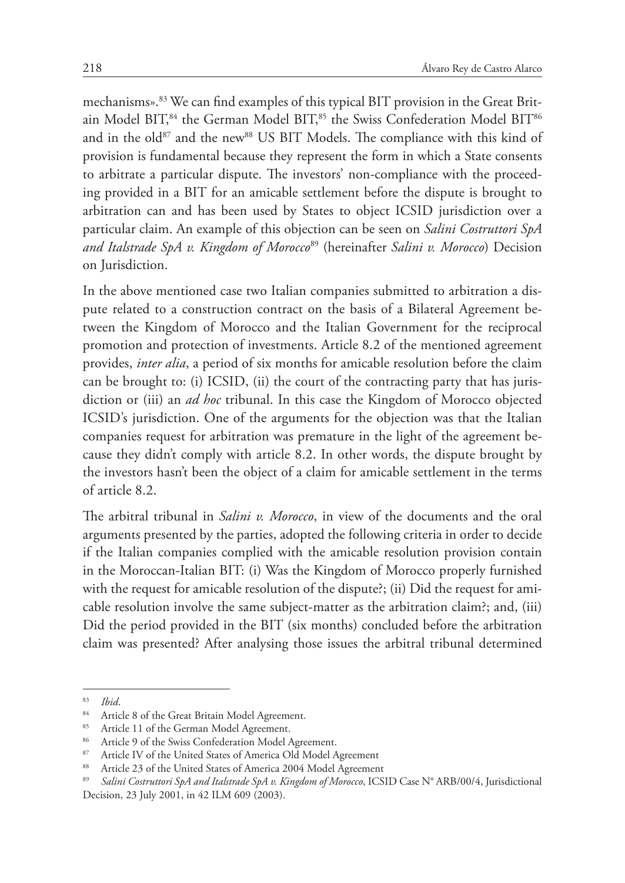mechanisms».[83] We can find examples of this typical BIT provision in the Great Britain Model BIT,[84] the German Model BIT,[85] the Swiss Confederation Model BIT[86] and in the old[87] and the new[88] US BIT Models. The compliance with this kind of provision is fundamental because they represent the form in which a State consents to arbitrate a particular dispute. The investors' non-compliance with the proceeding provided in a BIT for an amicable settlement before the dispute is brought to arbitration can and has been used by States to object ICSID jurisdiction over a particular claim. An example of this objection can be seen on *Salini Costruttori SpA and Italstrade SpA v. Kingdom of Morocco*[89] (hereinafter *Salini v. Morocco*) Decision on Jurisdiction.

In the above mentioned case two Italian companies submitted to arbitration a dispute related to a construction contract on the basis of a Bilateral Agreement between the Kingdom of Morocco and the Italian Government for the reciprocal promotion and protection of investments. Article 8.2 of the mentioned agreement provides, *inter alia*, a period of six months for amicable resolution before the claim can be brought to: (i) ICSID, (ii) the court of the contracting party that has jurisdiction or (iii) an *ad hoc* tribunal. In this case the Kingdom of Morocco objected ICSID's jurisdiction. One of the arguments for the objection was that the Italian companies request for arbitration was premature in the light of the agreement because they didn't comply with article 8.2. In other words, the dispute brought by the investors hasn't been the object of a claim for amicable settlement in the terms of article 8.2.

The arbitral tribunal in *Salini v. Morocco*, in view of the documents and the oral arguments presented by the parties, adopted the following criteria in order to decide if the Italian companies complied with the amicable resolution provision contain in the Moroccan-Italian BIT: (i) Was the Kingdom of Morocco properly furnished with the request for amicable resolution of the dispute?; (ii) Did the request for amicable resolution involve the same subject-matter as the arbitration claim?; and, (iii) Did the period provided in the BIT (six months) concluded before the arbitration claim was presented? After analysing those issues the arbitral tribunal determined

---

[83] *Ibid*.

[84] Article 8 of the Great Britain Model Agreement.

[85] Article 11 of the German Model Agreement.

[86] Article 9 of the Swiss Confederation Model Agreement.

[87] Article IV of the United States of America Old Model Agreement

[88] Article 23 of the United States of America 2004 Model Agreement

[89] *Salini Costruttori SpA and Italstrade SpA v. Kingdom of Morocco*, ICSID Case N° ARB/00/4, Jurisdictional Decision, 23 July 2001, in 42 ILM 609 (2003).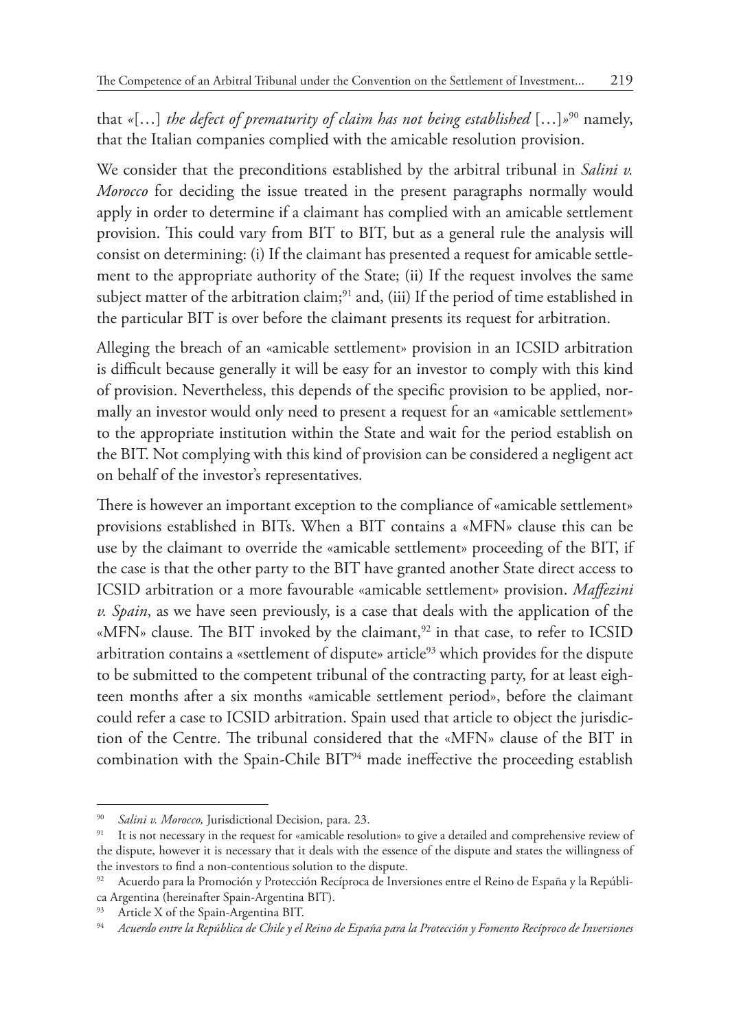that «[…] *the defect of prematurity of claim has not being established* […]»[90] namely, that the Italian companies complied with the amicable resolution provision.

We consider that the preconditions established by the arbitral tribunal in *Salini v. Morocco* for deciding the issue treated in the present paragraphs normally would apply in order to determine if a claimant has complied with an amicable settlement provision. This could vary from BIT to BIT, but as a general rule the analysis will consist on determining: (i) If the claimant has presented a request for amicable settlement to the appropriate authority of the State; (ii) If the request involves the same subject matter of the arbitration claim;[91] and, (iii) If the period of time established in the particular BIT is over before the claimant presents its request for arbitration.

Alleging the breach of an «amicable settlement» provision in an ICSID arbitration is difficult because generally it will be easy for an investor to comply with this kind of provision. Nevertheless, this depends of the specific provision to be applied, normally an investor would only need to present a request for an «amicable settlement» to the appropriate institution within the State and wait for the period establish on the BIT. Not complying with this kind of provision can be considered a negligent act on behalf of the investor's representatives.

There is however an important exception to the compliance of «amicable settlement» provisions established in BITs. When a BIT contains a «MFN» clause this can be use by the claimant to override the «amicable settlement» proceeding of the BIT, if the case is that the other party to the BIT have granted another State direct access to ICSID arbitration or a more favourable «amicable settlement» provision. *Maffezini v. Spain*, as we have seen previously, is a case that deals with the application of the «MFN» clause. The BIT invoked by the claimant,[92] in that case, to refer to ICSID arbitration contains a «settlement of dispute» article[93] which provides for the dispute to be submitted to the competent tribunal of the contracting party, for at least eighteen months after a six months «amicable settlement period», before the claimant could refer a case to ICSID arbitration. Spain used that article to object the jurisdiction of the Centre. The tribunal considered that the «MFN» clause of the BIT in combination with the Spain-Chile BIT[94] made ineffective the proceeding establish

---

[90] *Salini v. Morocco,* Jurisdictional Decision, para. 23.

[91] It is not necessary in the request for «amicable resolution» to give a detailed and comprehensive review of the dispute, however it is necessary that it deals with the essence of the dispute and states the willingness of the investors to find a non-contentious solution to the dispute.

[92] Acuerdo para la Promoción y Protección Recíproca de Inversiones entre el Reino de España y la República Argentina (hereinafter Spain-Argentina BIT).

[93] Article X of the Spain-Argentina BIT.

[94] *Acuerdo entre la República de Chile y el Reino de España para la Protección y Fomento Recíproco de Inversiones*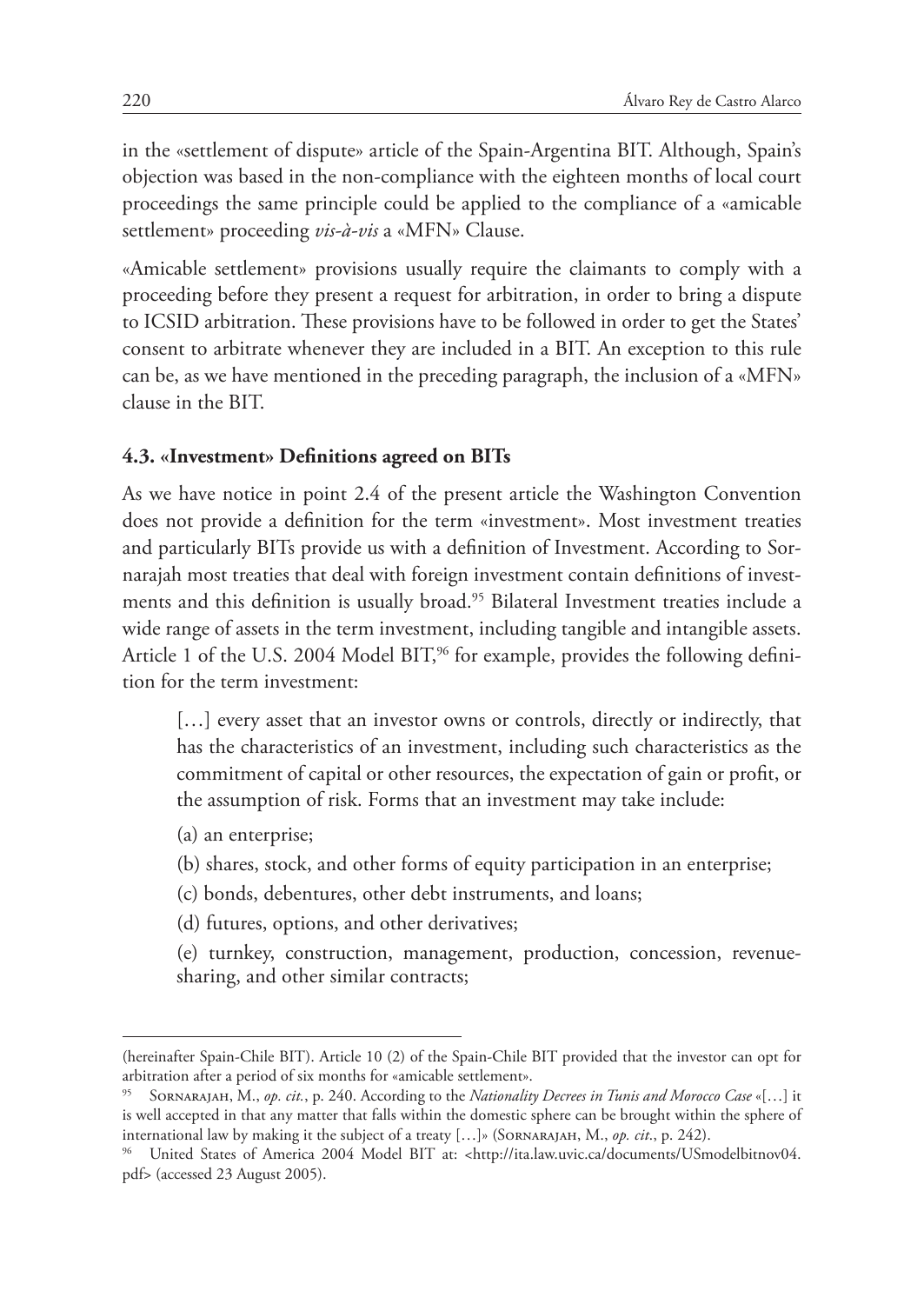in the «settlement of dispute» article of the Spain-Argentina BIT. Although, Spain's objection was based in the non-compliance with the eighteen months of local court proceedings the same principle could be applied to the compliance of a «amicable settlement» proceeding *vis-à-vis* a «MFN» Clause.

«Amicable settlement» provisions usually require the claimants to comply with a proceeding before they present a request for arbitration, in order to bring a dispute to ICSID arbitration. These provisions have to be followed in order to get the States' consent to arbitrate whenever they are included in a BIT. An exception to this rule can be, as we have mentioned in the preceding paragraph, the inclusion of a «MFN» clause in the BIT.

### 4.3. «Investment» Definitions agreed on BITs

As we have notice in point 2.4 of the present article the Washington Convention does not provide a definition for the term «investment». Most investment treaties and particularly BITs provide us with a definition of Investment. According to Sornarajah most treaties that deal with foreign investment contain definitions of investments and this definition is usually broad.[95] Bilateral Investment treaties include a wide range of assets in the term investment, including tangible and intangible assets. Article 1 of the U.S. 2004 Model BIT,[96] for example, provides the following definition for the term investment:

> […] every asset that an investor owns or controls, directly or indirectly, that has the characteristics of an investment, including such characteristics as the commitment of capital or other resources, the expectation of gain or profit, or the assumption of risk. Forms that an investment may take include:
>
> (a) an enterprise;
>
> (b) shares, stock, and other forms of equity participation in an enterprise;
>
> (c) bonds, debentures, other debt instruments, and loans;
>
> (d) futures, options, and other derivatives;
>
> (e) turnkey, construction, management, production, concession, revenue-sharing, and other similar contracts;

---

(hereinafter Spain-Chile BIT). Article 10 (2) of the Spain-Chile BIT provided that the investor can opt for arbitration after a period of six months for «amicable settlement».

[95] Sornarajah, M., *op. cit.*, p. 240. According to the *Nationality Decrees in Tunis and Morocco Case* «[…] it is well accepted in that any matter that falls within the domestic sphere can be brought within the sphere of international law by making it the subject of a treaty […]» (Sornarajah, M., *op. cit*., p. 242).

[96] United States of America 2004 Model BIT at: <http://ita.law.uvic.ca/documents/USmodelbitnov04.pdf> (accessed 23 August 2005).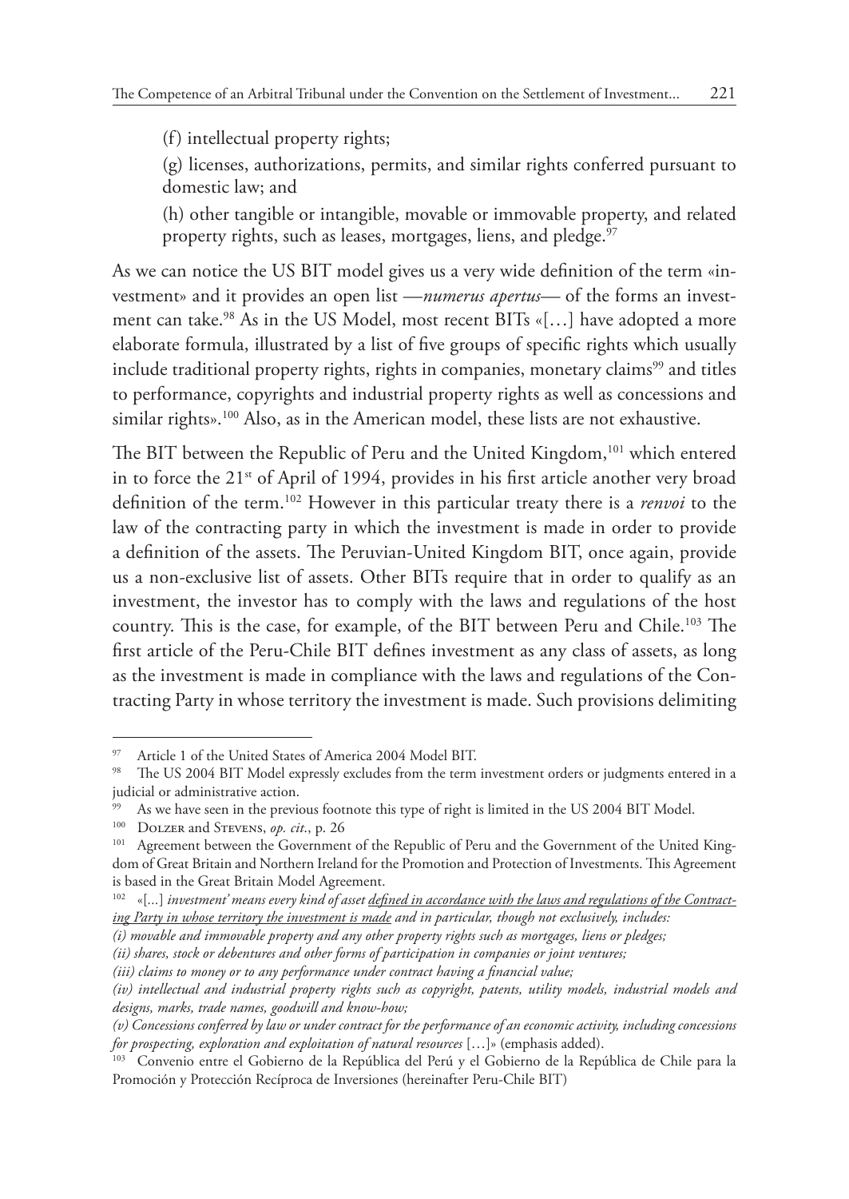(f) intellectual property rights;

(g) licenses, authorizations, permits, and similar rights conferred pursuant to domestic law; and

(h) other tangible or intangible, movable or immovable property, and related property rights, such as leases, mortgages, liens, and pledge.[97]

As we can notice the US BIT model gives us a very wide definition of the term «investment» and it provides an open list —*numerus apertus*— of the forms an investment can take.[98] As in the US Model, most recent BITs «[…] have adopted a more elaborate formula, illustrated by a list of five groups of specific rights which usually include traditional property rights, rights in companies, monetary claims[99] and titles to performance, copyrights and industrial property rights as well as concessions and similar rights».[100] Also, as in the American model, these lists are not exhaustive.

The BIT between the Republic of Peru and the United Kingdom,[101] which entered in to force the 21st of April of 1994, provides in his first article another very broad definition of the term.[102] However in this particular treaty there is a *renvoi* to the law of the contracting party in which the investment is made in order to provide a definition of the assets. The Peruvian-United Kingdom BIT, once again, provide us a non-exclusive list of assets. Other BITs require that in order to qualify as an investment, the investor has to comply with the laws and regulations of the host country. This is the case, for example, of the BIT between Peru and Chile.[103] The first article of the Peru-Chile BIT defines investment as any class of assets, as long as the investment is made in compliance with the laws and regulations of the Contracting Party in whose territory the investment is made. Such provisions delimiting

---

[97] Article 1 of the United States of America 2004 Model BIT.

[98] The US 2004 BIT Model expressly excludes from the term investment orders or judgments entered in a judicial or administrative action.

[99] As we have seen in the previous footnote this type of right is limited in the US 2004 BIT Model.

[100] Dolzer and Stevens, *op. cit.*, p. 26

[101] Agreement between the Government of the Republic of Peru and the Government of the United Kingdom of Great Britain and Northern Ireland for the Promotion and Protection of Investments. This Agreement is based in the Great Britain Model Agreement.

[102] «[...] *investment' means every kind of asset <u>defined in accordance with the laws and regulations of the Contracting Party in whose territory the investment is made</u> and in particular, though not exclusively, includes:*
*(i) movable and immovable property and any other property rights such as mortgages, liens or pledges;*
*(ii) shares, stock or debentures and other forms of participation in companies or joint ventures;*
*(iii) claims to money or to any performance under contract having a financial value;*
*(iv) intellectual and industrial property rights such as copyright, patents, utility models, industrial models and designs, marks, trade names, goodwill and know-how;*
*(v) Concessions conferred by law or under contract for the performance of an economic activity, including concessions for prospecting, exploration and exploitation of natural resources* […]» (emphasis added).

[103] Convenio entre el Gobierno de la República del Perú y el Gobierno de la República de Chile para la Promoción y Protección Recíproca de Inversiones (hereinafter Peru-Chile BIT)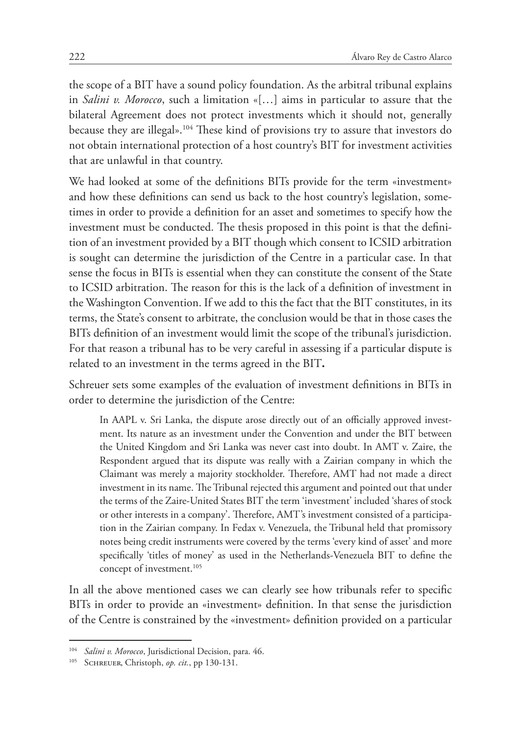the scope of a BIT have a sound policy foundation. As the arbitral tribunal explains in *Salini v. Morocco*, such a limitation «[…] aims in particular to assure that the bilateral Agreement does not protect investments which it should not, generally because they are illegal».[104] These kind of provisions try to assure that investors do not obtain international protection of a host country's BIT for investment activities that are unlawful in that country.

We had looked at some of the definitions BITs provide for the term «investment» and how these definitions can send us back to the host country's legislation, sometimes in order to provide a definition for an asset and sometimes to specify how the investment must be conducted. The thesis proposed in this point is that the definition of an investment provided by a BIT though which consent to ICSID arbitration is sought can determine the jurisdiction of the Centre in a particular case. In that sense the focus in BITs is essential when they can constitute the consent of the State to ICSID arbitration. The reason for this is the lack of a definition of investment in the Washington Convention. If we add to this the fact that the BIT constitutes, in its terms, the State's consent to arbitrate, the conclusion would be that in those cases the BITs definition of an investment would limit the scope of the tribunal's jurisdiction. For that reason a tribunal has to be very careful in assessing if a particular dispute is related to an investment in the terms agreed in the BIT**.**

Schreuer sets some examples of the evaluation of investment definitions in BITs in order to determine the jurisdiction of the Centre:

> In AAPL v. Sri Lanka, the dispute arose directly out of an officially approved investment. Its nature as an investment under the Convention and under the BIT between the United Kingdom and Sri Lanka was never cast into doubt. In AMT v. Zaire, the Respondent argued that its dispute was really with a Zairian company in which the Claimant was merely a majority stockholder. Therefore, AMT had not made a direct investment in its name. The Tribunal rejected this argument and pointed out that under the terms of the Zaire-United States BIT the term 'investment' included 'shares of stock or other interests in a company'. Therefore, AMT's investment consisted of a participation in the Zairian company. In Fedax v. Venezuela, the Tribunal held that promissory notes being credit instruments were covered by the terms 'every kind of asset' and more specifically 'titles of money' as used in the Netherlands-Venezuela BIT to define the concept of investment.[105]

In all the above mentioned cases we can clearly see how tribunals refer to specific BITs in order to provide an «investment» definition. In that sense the jurisdiction of the Centre is constrained by the «investment» definition provided on a particular

---

[104] *Salini v. Morocco*, Jurisdictional Decision, para. 46.

[105] Schreuer, Christoph, *op. cit.*, pp 130-131.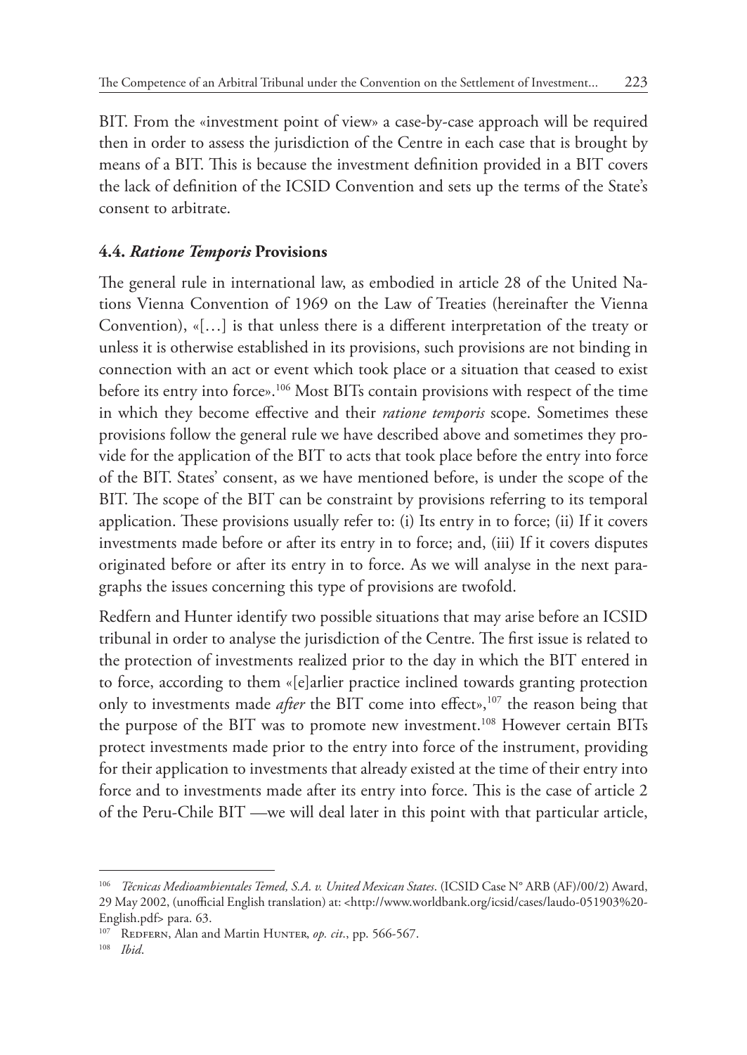BIT. From the «investment point of view» a case-by-case approach will be required then in order to assess the jurisdiction of the Centre in each case that is brought by means of a BIT. This is because the investment definition provided in a BIT covers the lack of definition of the ICSID Convention and sets up the terms of the State's consent to arbitrate.

### 4.4. *Ratione Temporis* Provisions

The general rule in international law, as embodied in article 28 of the United Nations Vienna Convention of 1969 on the Law of Treaties (hereinafter the Vienna Convention), «[…] is that unless there is a different interpretation of the treaty or unless it is otherwise established in its provisions, such provisions are not binding in connection with an act or event which took place or a situation that ceased to exist before its entry into force».[106] Most BITs contain provisions with respect of the time in which they become effective and their *ratione temporis* scope. Sometimes these provisions follow the general rule we have described above and sometimes they provide for the application of the BIT to acts that took place before the entry into force of the BIT. States' consent, as we have mentioned before, is under the scope of the BIT. The scope of the BIT can be constraint by provisions referring to its temporal application. These provisions usually refer to: (i) Its entry in to force; (ii) If it covers investments made before or after its entry in to force; and, (iii) If it covers disputes originated before or after its entry in to force. As we will analyse in the next paragraphs the issues concerning this type of provisions are twofold.

Redfern and Hunter identify two possible situations that may arise before an ICSID tribunal in order to analyse the jurisdiction of the Centre. The first issue is related to the protection of investments realized prior to the day in which the BIT entered in to force, according to them «[e]arlier practice inclined towards granting protection only to investments made *after* the BIT come into effect»,[107] the reason being that the purpose of the BIT was to promote new investment.[108] However certain BITs protect investments made prior to the entry into force of the instrument, providing for their application to investments that already existed at the time of their entry into force and to investments made after its entry into force. This is the case of article 2 of the Peru-Chile BIT —we will deal later in this point with that particular article,

---

[106] *Técnicas Medioambientales Temed, S.A. v. United Mexican States*. (ICSID Case N° ARB (AF)/00/2) Award, 29 May 2002, (unofficial English translation) at: <http://www.worldbank.org/icsid/cases/laudo-051903%20-English.pdf> para. 63.

[107] Redfern, Alan and Martin Hunter, *op. cit.*, pp. 566-567.

[108] *Ibid*.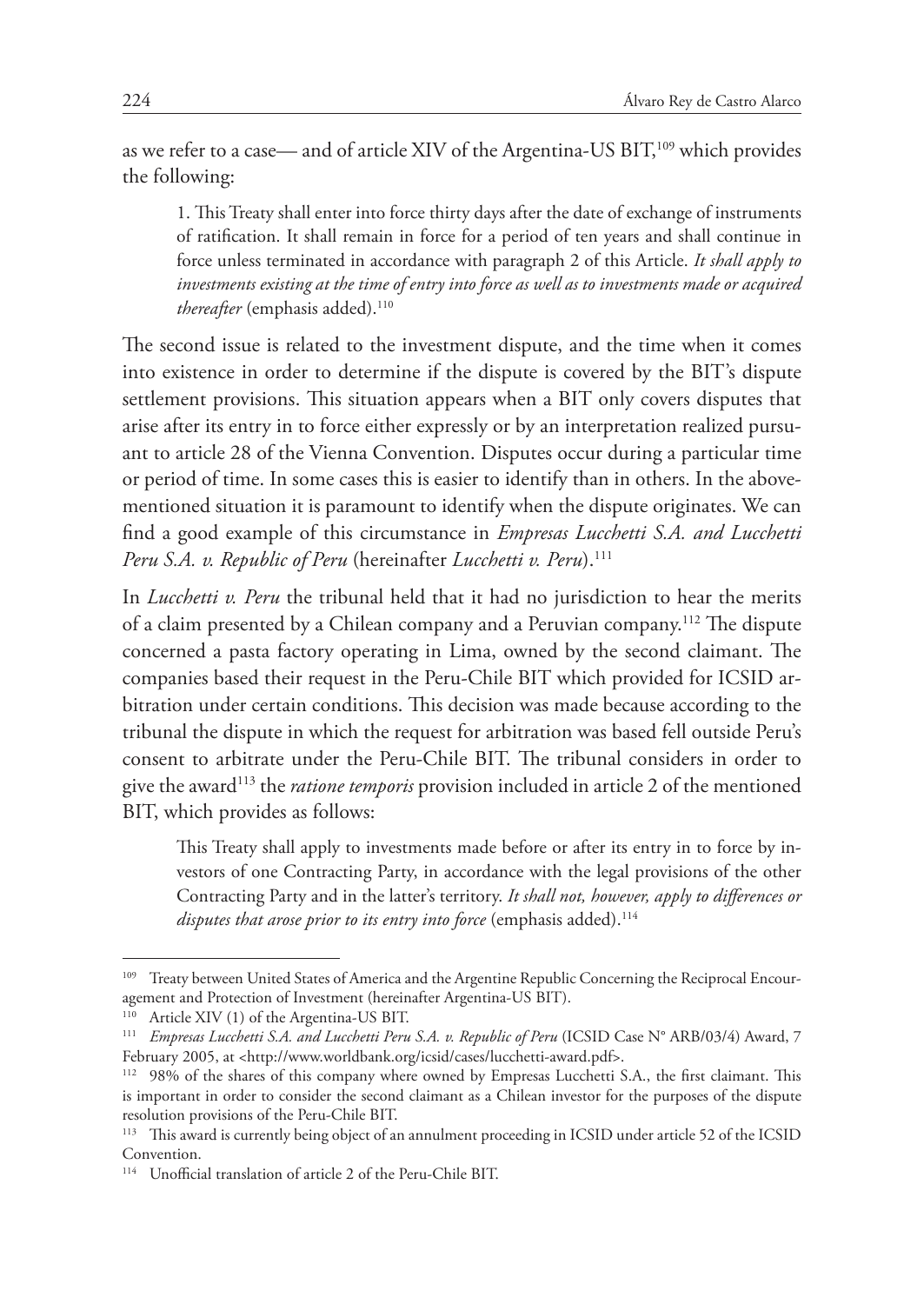as we refer to a case— and of article XIV of the Argentina-US BIT,[109] which provides the following:

> 1. This Treaty shall enter into force thirty days after the date of exchange of instruments of ratification. It shall remain in force for a period of ten years and shall continue in force unless terminated in accordance with paragraph 2 of this Article. *It shall apply to investments existing at the time of entry into force as well as to investments made or acquired thereafter* (emphasis added).[110]

The second issue is related to the investment dispute, and the time when it comes into existence in order to determine if the dispute is covered by the BIT's dispute settlement provisions. This situation appears when a BIT only covers disputes that arise after its entry in to force either expressly or by an interpretation realized pursuant to article 28 of the Vienna Convention. Disputes occur during a particular time or period of time. In some cases this is easier to identify than in others. In the above-mentioned situation it is paramount to identify when the dispute originates. We can find a good example of this circumstance in *Empresas Lucchetti S.A. and Lucchetti Peru S.A. v. Republic of Peru* (hereinafter *Lucchetti v. Peru*).[111]

In *Lucchetti v. Peru* the tribunal held that it had no jurisdiction to hear the merits of a claim presented by a Chilean company and a Peruvian company.[112] The dispute concerned a pasta factory operating in Lima, owned by the second claimant. The companies based their request in the Peru-Chile BIT which provided for ICSID arbitration under certain conditions. This decision was made because according to the tribunal the dispute in which the request for arbitration was based fell outside Peru's consent to arbitrate under the Peru-Chile BIT. The tribunal considers in order to give the award[113] the *ratione temporis* provision included in article 2 of the mentioned BIT, which provides as follows:

> This Treaty shall apply to investments made before or after its entry in to force by investors of one Contracting Party, in accordance with the legal provisions of the other Contracting Party and in the latter's territory. *It shall not, however, apply to differences or disputes that arose prior to its entry into force* (emphasis added).[114]

---

[109] Treaty between United States of America and the Argentine Republic Concerning the Reciprocal Encouragement and Protection of Investment (hereinafter Argentina-US BIT).

[110] Article XIV (1) of the Argentina-US BIT.

[111] *Empresas Lucchetti S.A. and Lucchetti Peru S.A. v. Republic of Peru* (ICSID Case N° ARB/03/4) Award, 7 February 2005, at <http://www.worldbank.org/icsid/cases/lucchetti-award.pdf>.

[112] 98% of the shares of this company where owned by Empresas Lucchetti S.A., the first claimant. This is important in order to consider the second claimant as a Chilean investor for the purposes of the dispute resolution provisions of the Peru-Chile BIT.

[113] This award is currently being object of an annulment proceeding in ICSID under article 52 of the ICSID Convention.

[114] Unofficial translation of article 2 of the Peru-Chile BIT.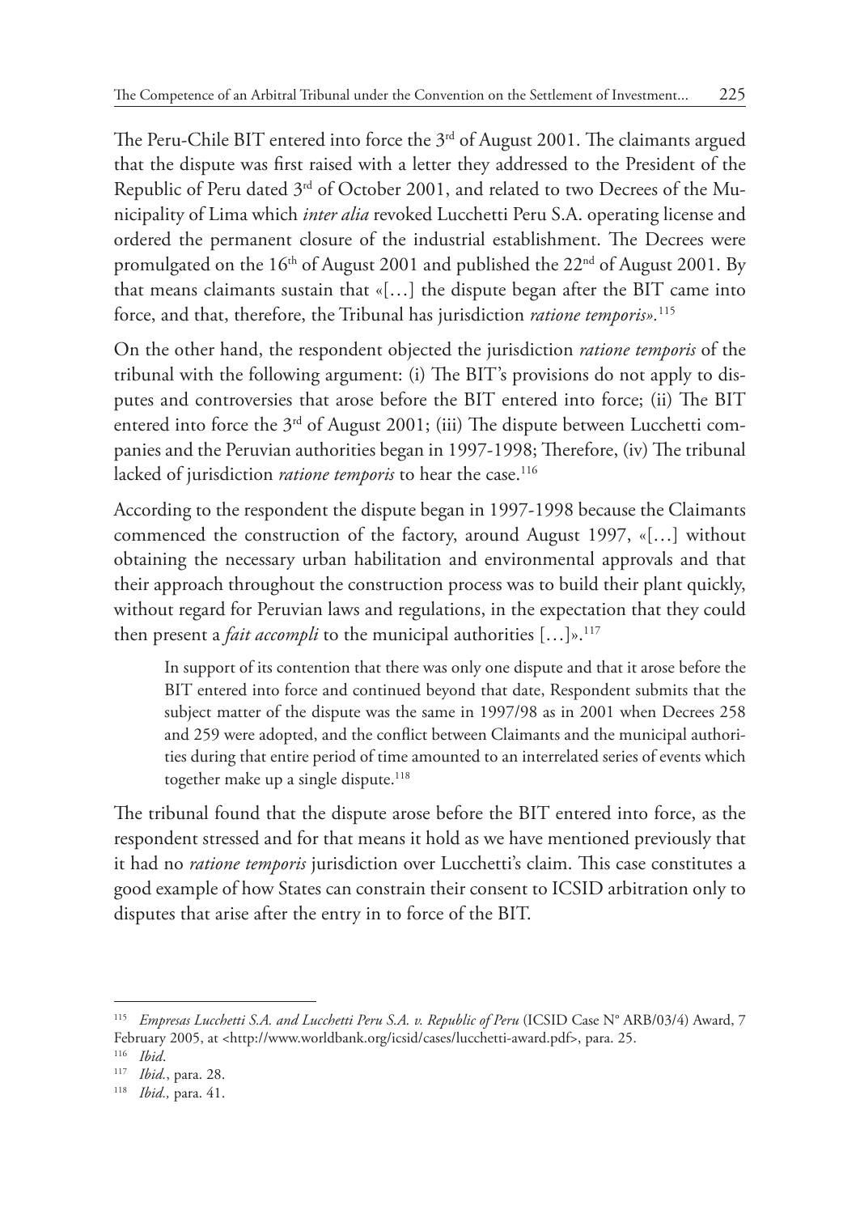The Peru-Chile BIT entered into force the 3rd of August 2001. The claimants argued that the dispute was first raised with a letter they addressed to the President of the Republic of Peru dated 3rd of October 2001, and related to two Decrees of the Municipality of Lima which *inter alia* revoked Lucchetti Peru S.A. operating license and ordered the permanent closure of the industrial establishment. The Decrees were promulgated on the 16th of August 2001 and published the 22nd of August 2001. By that means claimants sustain that «[…] the dispute began after the BIT came into force, and that, therefore, the Tribunal has jurisdiction *ratione temporis*».[115]

On the other hand, the respondent objected the jurisdiction *ratione temporis* of the tribunal with the following argument: (i) The BIT's provisions do not apply to disputes and controversies that arose before the BIT entered into force; (ii) The BIT entered into force the 3rd of August 2001; (iii) The dispute between Lucchetti companies and the Peruvian authorities began in 1997-1998; Therefore, (iv) The tribunal lacked of jurisdiction *ratione temporis* to hear the case.[116]

According to the respondent the dispute began in 1997-1998 because the Claimants commenced the construction of the factory, around August 1997, «[…] without obtaining the necessary urban habilitation and environmental approvals and that their approach throughout the construction process was to build their plant quickly, without regard for Peruvian laws and regulations, in the expectation that they could then present a *fait accompli* to the municipal authorities […]».[117]

> In support of its contention that there was only one dispute and that it arose before the BIT entered into force and continued beyond that date, Respondent submits that the subject matter of the dispute was the same in 1997/98 as in 2001 when Decrees 258 and 259 were adopted, and the conflict between Claimants and the municipal authorities during that entire period of time amounted to an interrelated series of events which together make up a single dispute.[118]

The tribunal found that the dispute arose before the BIT entered into force, as the respondent stressed and for that means it hold as we have mentioned previously that it had no *ratione temporis* jurisdiction over Lucchetti's claim. This case constitutes a good example of how States can constrain their consent to ICSID arbitration only to disputes that arise after the entry in to force of the BIT.

---

[115] *Empresas Lucchetti S.A. and Lucchetti Peru S.A. v. Republic of Peru* (ICSID Case N° ARB/03/4) Award, 7 February 2005, at <http://www.worldbank.org/icsid/cases/lucchetti-award.pdf>, para. 25.

[116] *Ibid*.

[117] *Ibid.*, para. 28.

[118] *Ibid.,* para. 41.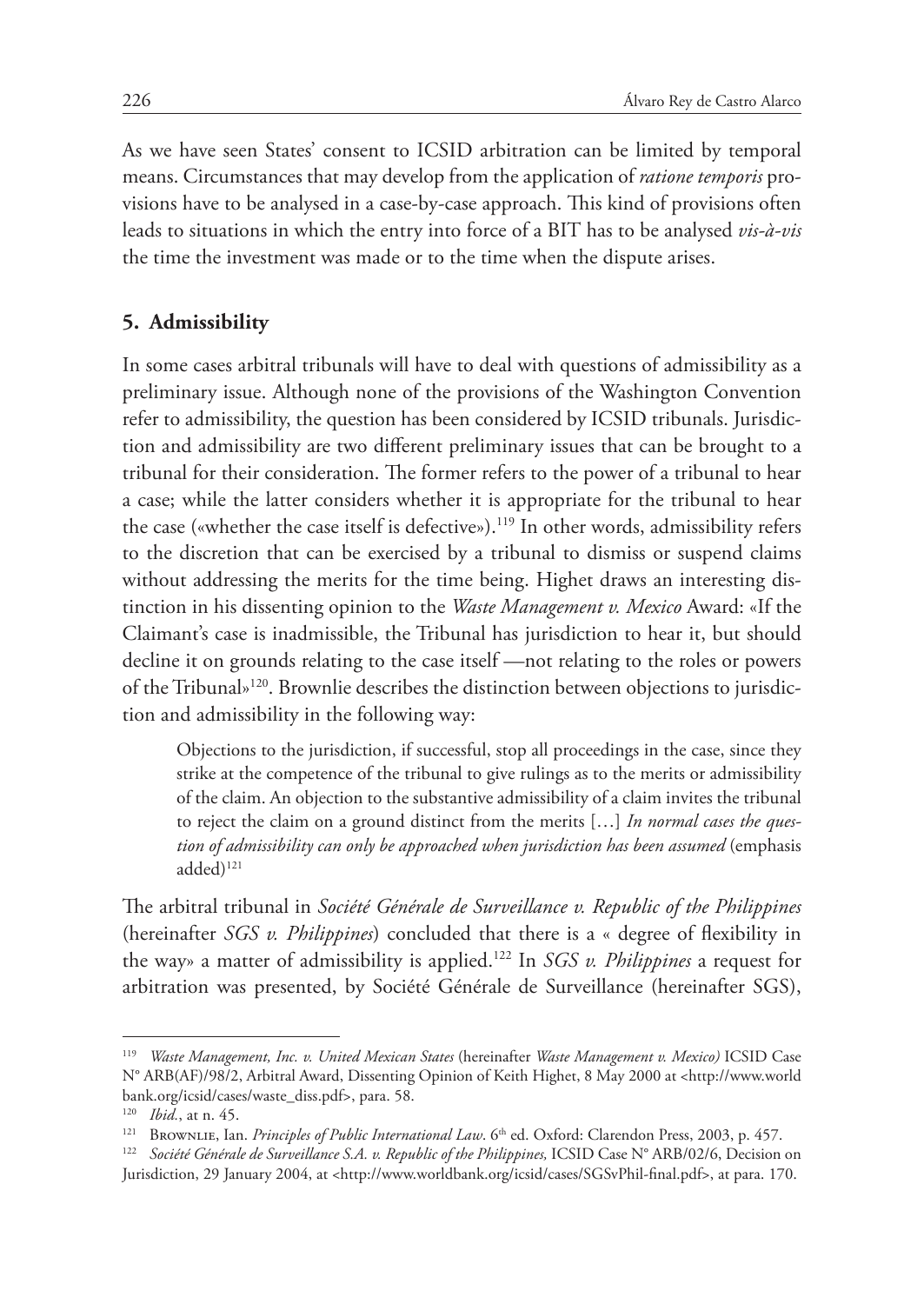As we have seen States' consent to ICSID arbitration can be limited by temporal means. Circumstances that may develop from the application of *ratione temporis* provisions have to be analysed in a case-by-case approach. This kind of provisions often leads to situations in which the entry into force of a BIT has to be analysed *vis-à-vis* the time the investment was made or to the time when the dispute arises.

## 5. Admissibility

In some cases arbitral tribunals will have to deal with questions of admissibility as a preliminary issue. Although none of the provisions of the Washington Convention refer to admissibility, the question has been considered by ICSID tribunals. Jurisdiction and admissibility are two different preliminary issues that can be brought to a tribunal for their consideration. The former refers to the power of a tribunal to hear a case; while the latter considers whether it is appropriate for the tribunal to hear the case («whether the case itself is defective»).[119] In other words, admissibility refers to the discretion that can be exercised by a tribunal to dismiss or suspend claims without addressing the merits for the time being. Highet draws an interesting distinction in his dissenting opinion to the *Waste Management v. Mexico* Award: «If the Claimant's case is inadmissible, the Tribunal has jurisdiction to hear it, but should decline it on grounds relating to the case itself —not relating to the roles or powers of the Tribunal»[120]. Brownlie describes the distinction between objections to jurisdiction and admissibility in the following way:

> Objections to the jurisdiction, if successful, stop all proceedings in the case, since they strike at the competence of the tribunal to give rulings as to the merits or admissibility of the claim. An objection to the substantive admissibility of a claim invites the tribunal to reject the claim on a ground distinct from the merits […] *In normal cases the question of admissibility can only be approached when jurisdiction has been assumed* (emphasis added)[121]

The arbitral tribunal in *Société Générale de Surveillance v. Republic of the Philippines* (hereinafter *SGS v. Philippines*) concluded that there is a « degree of flexibility in the way» a matter of admissibility is applied.[122] In *SGS v. Philippines* a request for arbitration was presented, by Société Générale de Surveillance (hereinafter SGS),

---

[119] *Waste Management, Inc. v. United Mexican States* (hereinafter *Waste Management v. Mexico)* ICSID Case Nº ARB(AF)/98/2, Arbitral Award, Dissenting Opinion of Keith Highet, 8 May 2000 at <http://www.worldbank.org/icsid/cases/waste_diss.pdf>, para. 58.

[120] *Ibid.*, at n. 45.

[121] Brownlie, Ian. *Principles of Public International Law*. 6th ed. Oxford: Clarendon Press, 2003, p. 457.

[122] *Société Générale de Surveillance S.A. v. Republic of the Philippines,* ICSID Case Nº ARB/02/6, Decision on Jurisdiction, 29 January 2004, at <http://www.worldbank.org/icsid/cases/SGSvPhil-final.pdf>, at para. 170.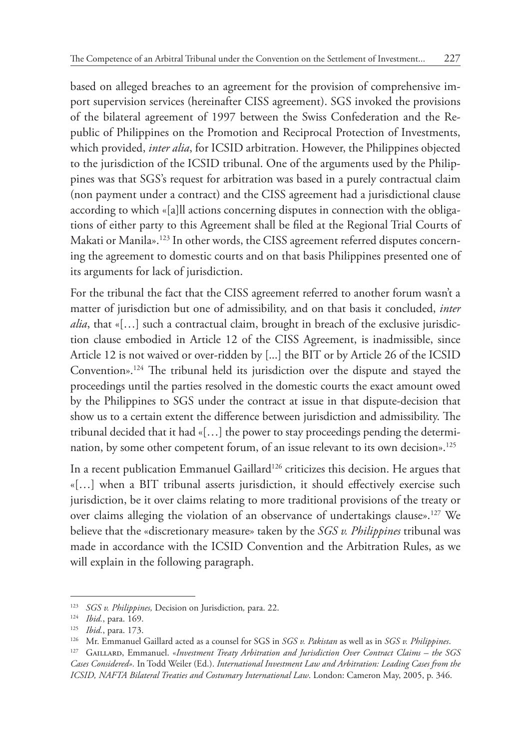based on alleged breaches to an agreement for the provision of comprehensive import supervision services (hereinafter CISS agreement). SGS invoked the provisions of the bilateral agreement of 1997 between the Swiss Confederation and the Republic of Philippines on the Promotion and Reciprocal Protection of Investments, which provided, *inter alia*, for ICSID arbitration. However, the Philippines objected to the jurisdiction of the ICSID tribunal. One of the arguments used by the Philippines was that SGS's request for arbitration was based in a purely contractual claim (non payment under a contract) and the CISS agreement had a jurisdictional clause according to which «[a]ll actions concerning disputes in connection with the obligations of either party to this Agreement shall be filed at the Regional Trial Courts of Makati or Manila».[123] In other words, the CISS agreement referred disputes concerning the agreement to domestic courts and on that basis Philippines presented one of its arguments for lack of jurisdiction.

For the tribunal the fact that the CISS agreement referred to another forum wasn't a matter of jurisdiction but one of admissibility, and on that basis it concluded, *inter alia*, that «[…] such a contractual claim, brought in breach of the exclusive jurisdiction clause embodied in Article 12 of the CISS Agreement, is inadmissible, since Article 12 is not waived or over-ridden by [...] the BIT or by Article 26 of the ICSID Convention».[124] The tribunal held its jurisdiction over the dispute and stayed the proceedings until the parties resolved in the domestic courts the exact amount owed by the Philippines to SGS under the contract at issue in that dispute-decision that show us to a certain extent the difference between jurisdiction and admissibility. The tribunal decided that it had «[…] the power to stay proceedings pending the determination, by some other competent forum, of an issue relevant to its own decision».[125]

In a recent publication Emmanuel Gaillard[126] criticizes this decision. He argues that «[…] when a BIT tribunal asserts jurisdiction, it should effectively exercise such jurisdiction, be it over claims relating to more traditional provisions of the treaty or over claims alleging the violation of an observance of undertakings clause».[127] We believe that the «discretionary measure» taken by the *SGS v. Philippines* tribunal was made in accordance with the ICSID Convention and the Arbitration Rules, as we will explain in the following paragraph.

---

[123] *SGS v. Philippines,* Decision on Jurisdiction*,* para. 22.

[124] *Ibid.*, para. 169.

[125] *Ibid.*, para. 173.

[126] Mr. Emmanuel Gaillard acted as a counsel for SGS in *SGS v. Pakistan* as well as in *SGS v. Philippines*.

[127] Gaillard, Emmanuel. «*Investment Treaty Arbitration and Jurisdiction Over Contract Claims – the SGS Cases Considered*». In Todd Weiler (Ed.). *International Investment Law and Arbitration: Leading Cases from the ICSID, NAFTA Bilateral Treaties and Costumary International Law*. London: Cameron May, 2005, p. 346.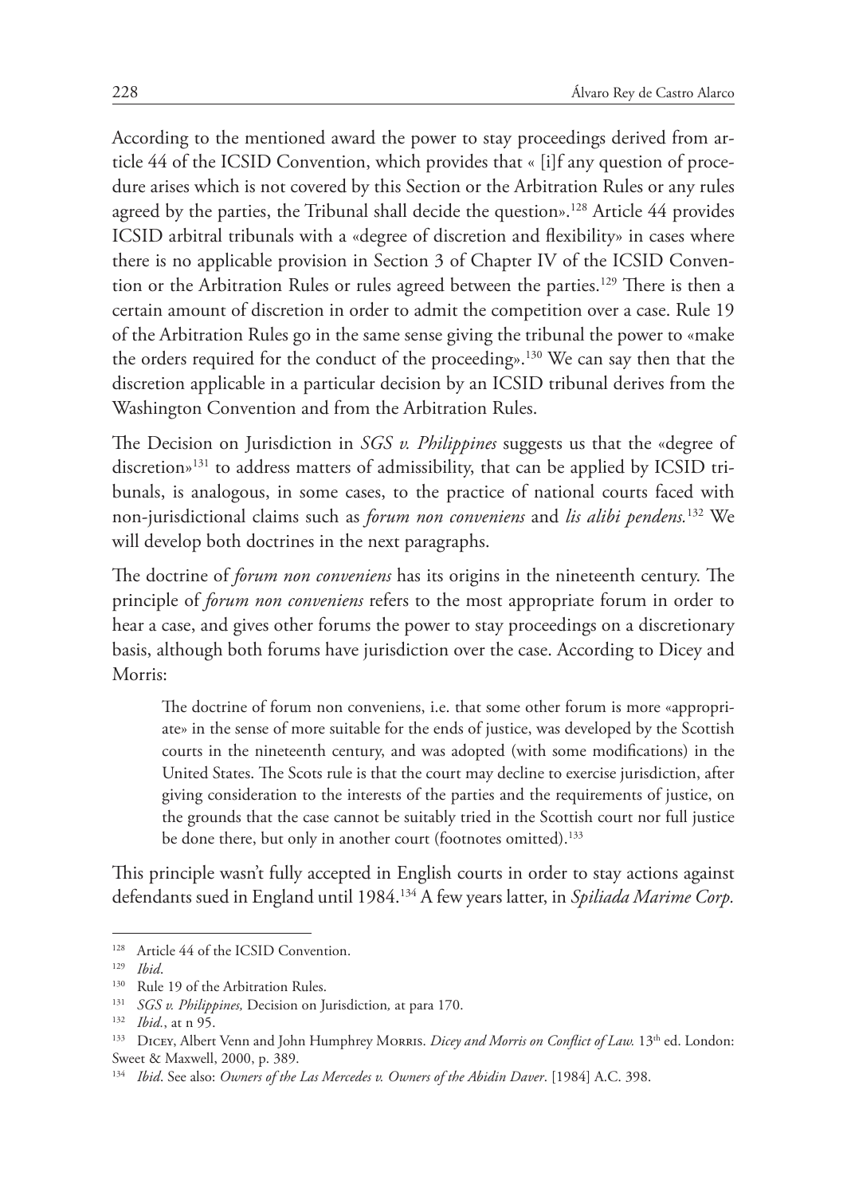According to the mentioned award the power to stay proceedings derived from article 44 of the ICSID Convention, which provides that « [i]f any question of procedure arises which is not covered by this Section or the Arbitration Rules or any rules agreed by the parties, the Tribunal shall decide the question».[128] Article 44 provides ICSID arbitral tribunals with a «degree of discretion and flexibility» in cases where there is no applicable provision in Section 3 of Chapter IV of the ICSID Convention or the Arbitration Rules or rules agreed between the parties.[129] There is then a certain amount of discretion in order to admit the competition over a case. Rule 19 of the Arbitration Rules go in the same sense giving the tribunal the power to «make the orders required for the conduct of the proceeding».[130] We can say then that the discretion applicable in a particular decision by an ICSID tribunal derives from the Washington Convention and from the Arbitration Rules.

The Decision on Jurisdiction in *SGS v. Philippines* suggests us that the «degree of discretion»[131] to address matters of admissibility, that can be applied by ICSID tribunals, is analogous, in some cases, to the practice of national courts faced with non-jurisdictional claims such as *forum non conveniens* and *lis alibi pendens.*[132] We will develop both doctrines in the next paragraphs.

The doctrine of *forum non conveniens* has its origins in the nineteenth century. The principle of *forum non conveniens* refers to the most appropriate forum in order to hear a case, and gives other forums the power to stay proceedings on a discretionary basis, although both forums have jurisdiction over the case. According to Dicey and Morris:

> The doctrine of forum non conveniens, i.e. that some other forum is more «appropriate» in the sense of more suitable for the ends of justice, was developed by the Scottish courts in the nineteenth century, and was adopted (with some modifications) in the United States. The Scots rule is that the court may decline to exercise jurisdiction, after giving consideration to the interests of the parties and the requirements of justice, on the grounds that the case cannot be suitably tried in the Scottish court nor full justice be done there, but only in another court (footnotes omitted).[133]

This principle wasn't fully accepted in English courts in order to stay actions against defendants sued in England until 1984.[134] A few years latter, in *Spiliada Marime Corp.*

---

[128] Article 44 of the ICSID Convention.

[129] *Ibid*.

[130] Rule 19 of the Arbitration Rules.

[131] *SGS v. Philippines,* Decision on Jurisdiction*,* at para 170.

[132] *Ibid.*, at n 95.

[133] Dicey, Albert Venn and John Humphrey Morris. *Dicey and Morris on Conflict of Law.* 13th ed. London: Sweet & Maxwell, 2000, p. 389.

[134] *Ibid*. See also: *Owners of the Las Mercedes v. Owners of the Abidin Daver*. [1984] A.C. 398.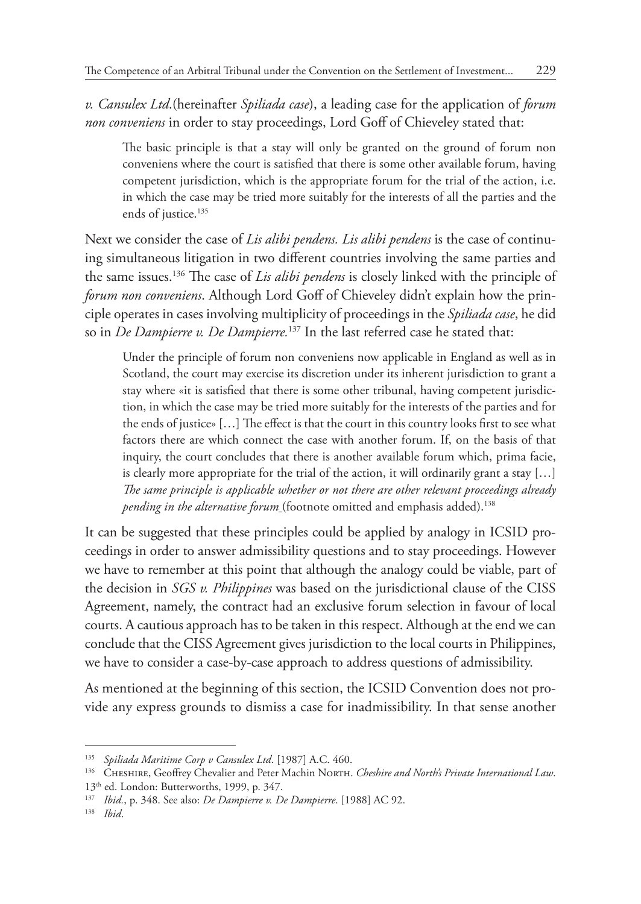*v. Cansulex Ltd*.(hereinafter *Spiliada case*), a leading case for the application of *forum non conveniens* in order to stay proceedings, Lord Goff of Chieveley stated that:

> The basic principle is that a stay will only be granted on the ground of forum non conveniens where the court is satisfied that there is some other available forum, having competent jurisdiction, which is the appropriate forum for the trial of the action, i.e. in which the case may be tried more suitably for the interests of all the parties and the ends of justice.[135]

Next we consider the case of *Lis alibi pendens. Lis alibi pendens* is the case of continuing simultaneous litigation in two different countries involving the same parties and the same issues.[136] The case of *Lis alibi pendens* is closely linked with the principle of *forum non conveniens*. Although Lord Goff of Chieveley didn't explain how the principle operates in cases involving multiplicity of proceedings in the *Spiliada case*, he did so in *De Dampierre v. De Dampierre.*[137] In the last referred case he stated that:

> Under the principle of forum non conveniens now applicable in England as well as in Scotland, the court may exercise its discretion under its inherent jurisdiction to grant a stay where «it is satisfied that there is some other tribunal, having competent jurisdiction, in which the case may be tried more suitably for the interests of the parties and for the ends of justice» […] The effect is that the court in this country looks first to see what factors there are which connect the case with another forum. If, on the basis of that inquiry, the court concludes that there is another available forum which, prima facie, is clearly more appropriate for the trial of the action, it will ordinarily grant a stay […] *The same principle is applicable whether or not there are other relevant proceedings already pending in the alternative forum* (footnote omitted and emphasis added).[138]

It can be suggested that these principles could be applied by analogy in ICSID proceedings in order to answer admissibility questions and to stay proceedings. However we have to remember at this point that although the analogy could be viable, part of the decision in *SGS v. Philippines* was based on the jurisdictional clause of the CISS Agreement, namely, the contract had an exclusive forum selection in favour of local courts. A cautious approach has to be taken in this respect. Although at the end we can conclude that the CISS Agreement gives jurisdiction to the local courts in Philippines, we have to consider a case-by-case approach to address questions of admissibility.

As mentioned at the beginning of this section, the ICSID Convention does not provide any express grounds to dismiss a case for inadmissibility. In that sense another

---

[135] *Spiliada Maritime Corp v Cansulex Ltd*. [1987] A.C. 460.

[136] Cheshire, Geoffrey Chevalier and Peter Machin North. *Cheshire and North's Private International Law*. 13th ed. London: Butterworths, 1999, p. 347.

[137] *Ibid.*, p. 348. See also: *De Dampierre v. De Dampierre*. [1988] AC 92.

[138] *Ibid*.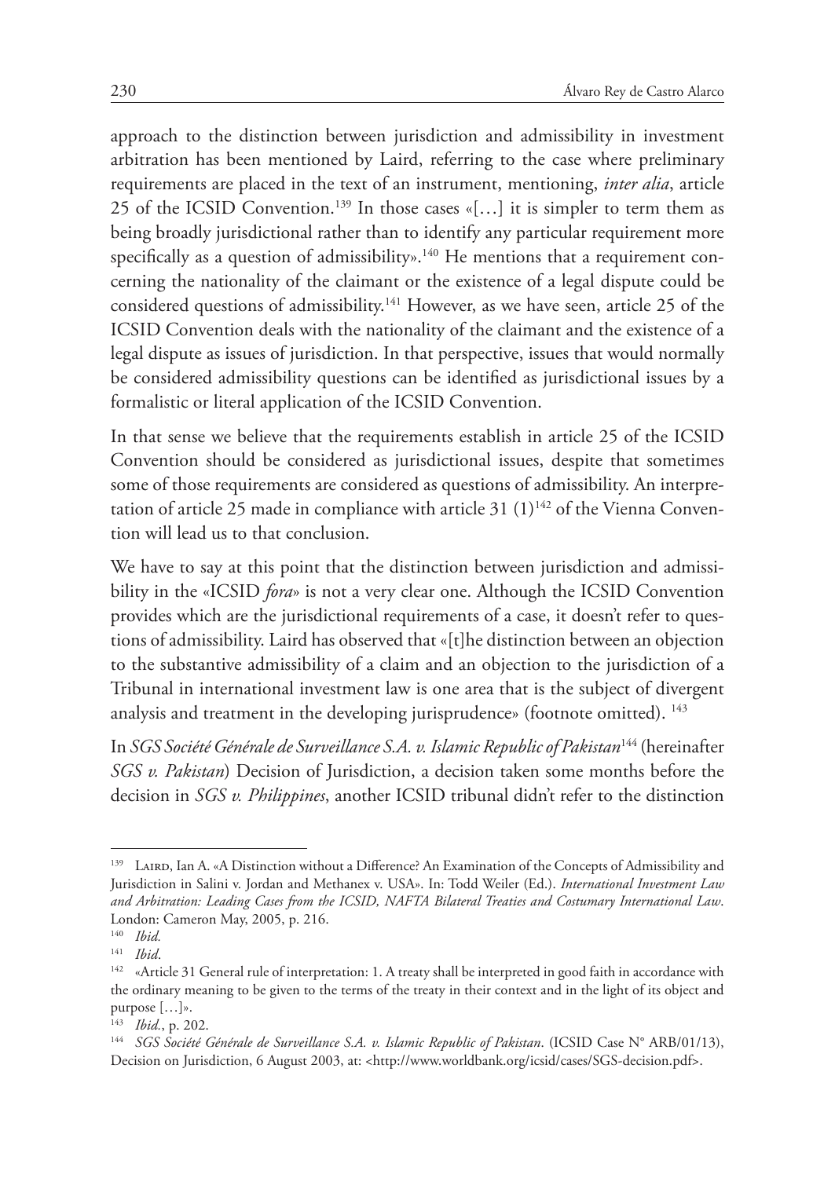approach to the distinction between jurisdiction and admissibility in investment arbitration has been mentioned by Laird, referring to the case where preliminary requirements are placed in the text of an instrument, mentioning, *inter alia*, article 25 of the ICSID Convention.[139] In those cases «[…] it is simpler to term them as being broadly jurisdictional rather than to identify any particular requirement more specifically as a question of admissibility».[140] He mentions that a requirement concerning the nationality of the claimant or the existence of a legal dispute could be considered questions of admissibility.[141] However, as we have seen, article 25 of the ICSID Convention deals with the nationality of the claimant and the existence of a legal dispute as issues of jurisdiction. In that perspective, issues that would normally be considered admissibility questions can be identified as jurisdictional issues by a formalistic or literal application of the ICSID Convention.

In that sense we believe that the requirements establish in article 25 of the ICSID Convention should be considered as jurisdictional issues, despite that sometimes some of those requirements are considered as questions of admissibility. An interpretation of article 25 made in compliance with article 31 (1)[142] of the Vienna Convention will lead us to that conclusion.

We have to say at this point that the distinction between jurisdiction and admissibility in the «ICSID *fora*» is not a very clear one. Although the ICSID Convention provides which are the jurisdictional requirements of a case, it doesn't refer to questions of admissibility. Laird has observed that «[t]he distinction between an objection to the substantive admissibility of a claim and an objection to the jurisdiction of a Tribunal in international investment law is one area that is the subject of divergent analysis and treatment in the developing jurisprudence» (footnote omitted). [143]

In *SGS Société Générale de Surveillance S.A. v. Islamic Republic of Pakistan*[144] (hereinafter *SGS v. Pakistan*) Decision of Jurisdiction, a decision taken some months before the decision in *SGS v. Philippines*, another ICSID tribunal didn't refer to the distinction

---

[139] Laird, Ian A. «A Distinction without a Difference? An Examination of the Concepts of Admissibility and Jurisdiction in Salini v. Jordan and Methanex v. USA». In: Todd Weiler (Ed.). *International Investment Law and Arbitration: Leading Cases from the ICSID, NAFTA Bilateral Treaties and Costumary International Law*. London: Cameron May, 2005, p. 216.

[140] *Ibid.*

[141] *Ibid*.

[142] «Article 31 General rule of interpretation: 1. A treaty shall be interpreted in good faith in accordance with the ordinary meaning to be given to the terms of the treaty in their context and in the light of its object and purpose […]».

[143] *Ibid.*, p. 202.

[144] *SGS Société Générale de Surveillance S.A. v. Islamic Republic of Pakistan*. (ICSID Case N° ARB/01/13), Decision on Jurisdiction, 6 August 2003, at: <http://www.worldbank.org/icsid/cases/SGS-decision.pdf>.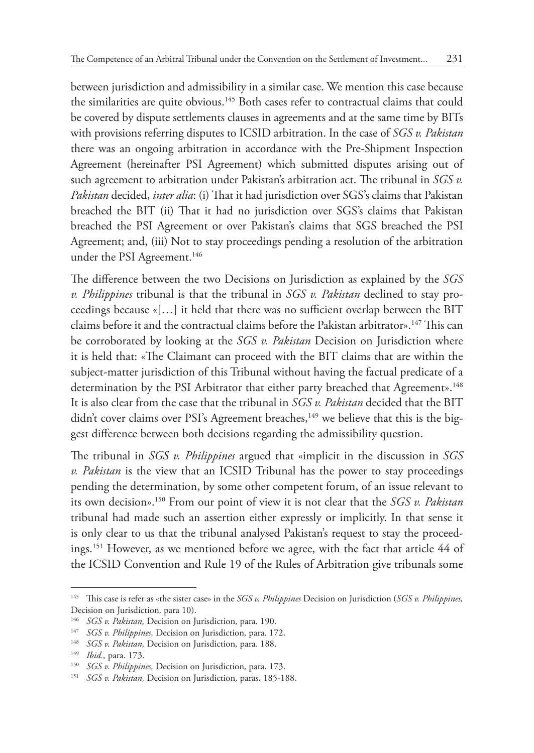between jurisdiction and admissibility in a similar case. We mention this case because the similarities are quite obvious.[145] Both cases refer to contractual claims that could be covered by dispute settlements clauses in agreements and at the same time by BITs with provisions referring disputes to ICSID arbitration. In the case of *SGS v. Pakistan* there was an ongoing arbitration in accordance with the Pre-Shipment Inspection Agreement (hereinafter PSI Agreement) which submitted disputes arising out of such agreement to arbitration under Pakistan's arbitration act. The tribunal in *SGS v. Pakistan* decided, *inter alia*: (i) That it had jurisdiction over SGS's claims that Pakistan breached the BIT (ii) That it had no jurisdiction over SGS's claims that Pakistan breached the PSI Agreement or over Pakistan's claims that SGS breached the PSI Agreement; and, (iii) Not to stay proceedings pending a resolution of the arbitration under the PSI Agreement.[146]

The difference between the two Decisions on Jurisdiction as explained by the *SGS v. Philippines* tribunal is that the tribunal in *SGS v. Pakistan* declined to stay proceedings because «[…] it held that there was no sufficient overlap between the BIT claims before it and the contractual claims before the Pakistan arbitrator».[147] This can be corroborated by looking at the *SGS v. Pakistan* Decision on Jurisdiction where it is held that: «The Claimant can proceed with the BIT claims that are within the subject-matter jurisdiction of this Tribunal without having the factual predicate of a determination by the PSI Arbitrator that either party breached that Agreement».[148] It is also clear from the case that the tribunal in *SGS v. Pakistan* decided that the BIT didn't cover claims over PSI's Agreement breaches,[149] we believe that this is the biggest difference between both decisions regarding the admissibility question.

The tribunal in *SGS v. Philippines* argued that «implicit in the discussion in *SGS v. Pakistan* is the view that an ICSID Tribunal has the power to stay proceedings pending the determination, by some other competent forum, of an issue relevant to its own decision».[150] From our point of view it is not clear that the *SGS v. Pakistan* tribunal had made such an assertion either expressly or implicitly. In that sense it is only clear to us that the tribunal analysed Pakistan's request to stay the proceedings.[151] However, as we mentioned before we agree, with the fact that article 44 of the ICSID Convention and Rule 19 of the Rules of Arbitration give tribunals some

---

[145] This case is refer as «the sister case» in the *SGS v. Philippines* Decision on Jurisdiction (*SGS v. Philippines,* Decision on Jurisdiction*,* para 10).

[146] *SGS v. Pakistan,* Decision on Jurisdiction*,* para. 190.

[147] *SGS v. Philippines,* Decision on Jurisdiction*,* para. 172.

[148] *SGS v. Pakistan,* Decision on Jurisdiction*,* para. 188.

[149] *Ibid.,* para. 173.

[150] *SGS v. Philippines,* Decision on Jurisdiction*,* para. 173.

[151] *SGS v. Pakistan,* Decision on Jurisdiction*,* paras. 185-188.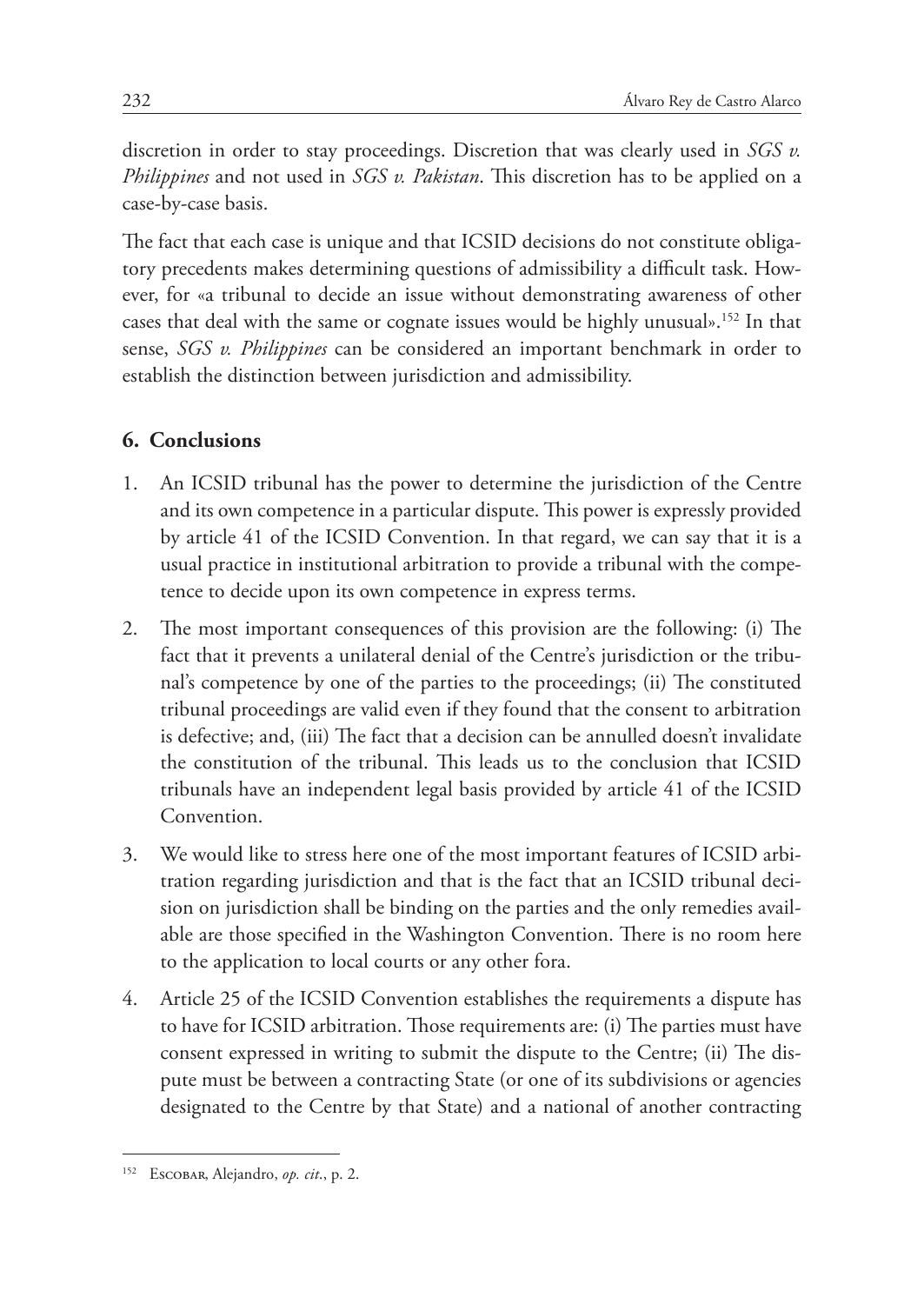discretion in order to stay proceedings. Discretion that was clearly used in *SGS v. Philippines* and not used in *SGS v. Pakistan*. This discretion has to be applied on a case-by-case basis.

The fact that each case is unique and that ICSID decisions do not constitute obligatory precedents makes determining questions of admissibility a difficult task. However, for «a tribunal to decide an issue without demonstrating awareness of other cases that deal with the same or cognate issues would be highly unusual».[152] In that sense, *SGS v. Philippines* can be considered an important benchmark in order to establish the distinction between jurisdiction and admissibility.

## 6. Conclusions

1. An ICSID tribunal has the power to determine the jurisdiction of the Centre and its own competence in a particular dispute. This power is expressly provided by article 41 of the ICSID Convention. In that regard, we can say that it is a usual practice in institutional arbitration to provide a tribunal with the competence to decide upon its own competence in express terms.
2. The most important consequences of this provision are the following: (i) The fact that it prevents a unilateral denial of the Centre's jurisdiction or the tribunal's competence by one of the parties to the proceedings; (ii) The constituted tribunal proceedings are valid even if they found that the consent to arbitration is defective; and, (iii) The fact that a decision can be annulled doesn't invalidate the constitution of the tribunal. This leads us to the conclusion that ICSID tribunals have an independent legal basis provided by article 41 of the ICSID Convention.
3. We would like to stress here one of the most important features of ICSID arbitration regarding jurisdiction and that is the fact that an ICSID tribunal decision on jurisdiction shall be binding on the parties and the only remedies available are those specified in the Washington Convention. There is no room here to the application to local courts or any other fora.
4. Article 25 of the ICSID Convention establishes the requirements a dispute has to have for ICSID arbitration. Those requirements are: (i) The parties must have consent expressed in writing to submit the dispute to the Centre; (ii) The dispute must be between a contracting State (or one of its subdivisions or agencies designated to the Centre by that State) and a national of another contracting

---

[152] Escobar, Alejandro, *op. cit.*, p. 2.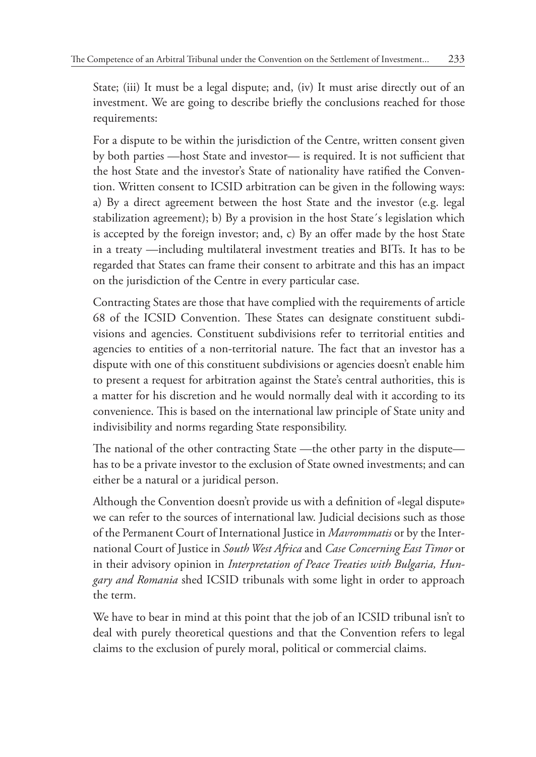State; (iii) It must be a legal dispute; and, (iv) It must arise directly out of an investment. We are going to describe briefly the conclusions reached for those requirements:

For a dispute to be within the jurisdiction of the Centre, written consent given by both parties —host State and investor— is required. It is not sufficient that the host State and the investor's State of nationality have ratified the Convention. Written consent to ICSID arbitration can be given in the following ways: a) By a direct agreement between the host State and the investor (e.g. legal stabilization agreement); b) By a provision in the host State´s legislation which is accepted by the foreign investor; and, c) By an offer made by the host State in a treaty —including multilateral investment treaties and BITs. It has to be regarded that States can frame their consent to arbitrate and this has an impact on the jurisdiction of the Centre in every particular case.

Contracting States are those that have complied with the requirements of article 68 of the ICSID Convention. These States can designate constituent subdivisions and agencies. Constituent subdivisions refer to territorial entities and agencies to entities of a non-territorial nature. The fact that an investor has a dispute with one of this constituent subdivisions or agencies doesn't enable him to present a request for arbitration against the State's central authorities, this is a matter for his discretion and he would normally deal with it according to its convenience. This is based on the international law principle of State unity and indivisibility and norms regarding State responsibility.

The national of the other contracting State —the other party in the dispute— has to be a private investor to the exclusion of State owned investments; and can either be a natural or a juridical person.

Although the Convention doesn't provide us with a definition of «legal dispute» we can refer to the sources of international law. Judicial decisions such as those of the Permanent Court of International Justice in *Mavrommatis* or by the International Court of Justice in *South West Africa* and *Case Concerning East Timor* or in their advisory opinion in *Interpretation of Peace Treaties with Bulgaria, Hungary and Romania* shed ICSID tribunals with some light in order to approach the term.

We have to bear in mind at this point that the job of an ICSID tribunal isn't to deal with purely theoretical questions and that the Convention refers to legal claims to the exclusion of purely moral, political or commercial claims.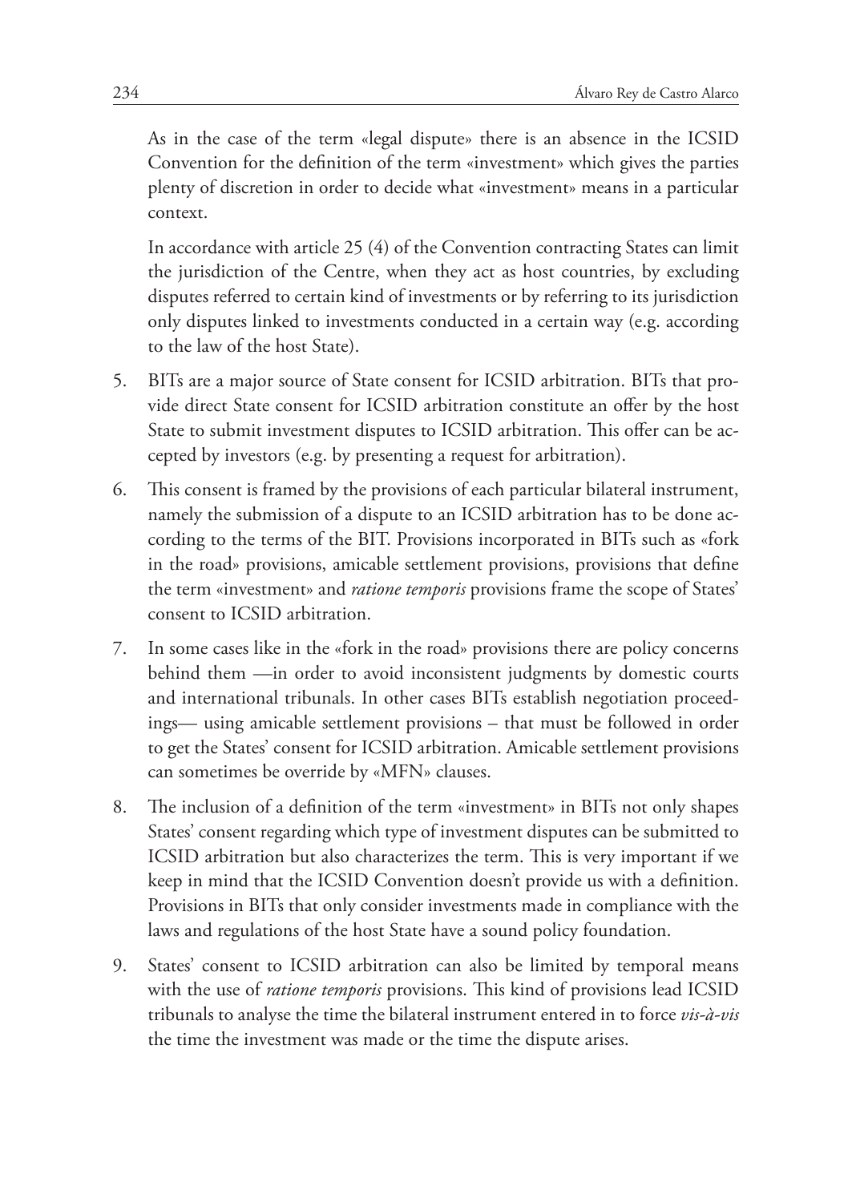As in the case of the term «legal dispute» there is an absence in the ICSID Convention for the definition of the term «investment» which gives the parties plenty of discretion in order to decide what «investment» means in a particular context.

In accordance with article 25 (4) of the Convention contracting States can limit the jurisdiction of the Centre, when they act as host countries, by excluding disputes referred to certain kind of investments or by referring to its jurisdiction only disputes linked to investments conducted in a certain way (e.g. according to the law of the host State).

5. BITs are a major source of State consent for ICSID arbitration. BITs that provide direct State consent for ICSID arbitration constitute an offer by the host State to submit investment disputes to ICSID arbitration. This offer can be accepted by investors (e.g. by presenting a request for arbitration).

6. This consent is framed by the provisions of each particular bilateral instrument, namely the submission of a dispute to an ICSID arbitration has to be done according to the terms of the BIT. Provisions incorporated in BITs such as «fork in the road» provisions, amicable settlement provisions, provisions that define the term «investment» and *ratione temporis* provisions frame the scope of States' consent to ICSID arbitration.

7. In some cases like in the «fork in the road» provisions there are policy concerns behind them —in order to avoid inconsistent judgments by domestic courts and international tribunals. In other cases BITs establish negotiation proceedings— using amicable settlement provisions – that must be followed in order to get the States' consent for ICSID arbitration. Amicable settlement provisions can sometimes be override by «MFN» clauses.

8. The inclusion of a definition of the term «investment» in BITs not only shapes States' consent regarding which type of investment disputes can be submitted to ICSID arbitration but also characterizes the term. This is very important if we keep in mind that the ICSID Convention doesn't provide us with a definition. Provisions in BITs that only consider investments made in compliance with the laws and regulations of the host State have a sound policy foundation.

9. States' consent to ICSID arbitration can also be limited by temporal means with the use of *ratione temporis* provisions. This kind of provisions lead ICSID tribunals to analyse the time the bilateral instrument entered in to force *vis-à-vis* the time the investment was made or the time the dispute arises.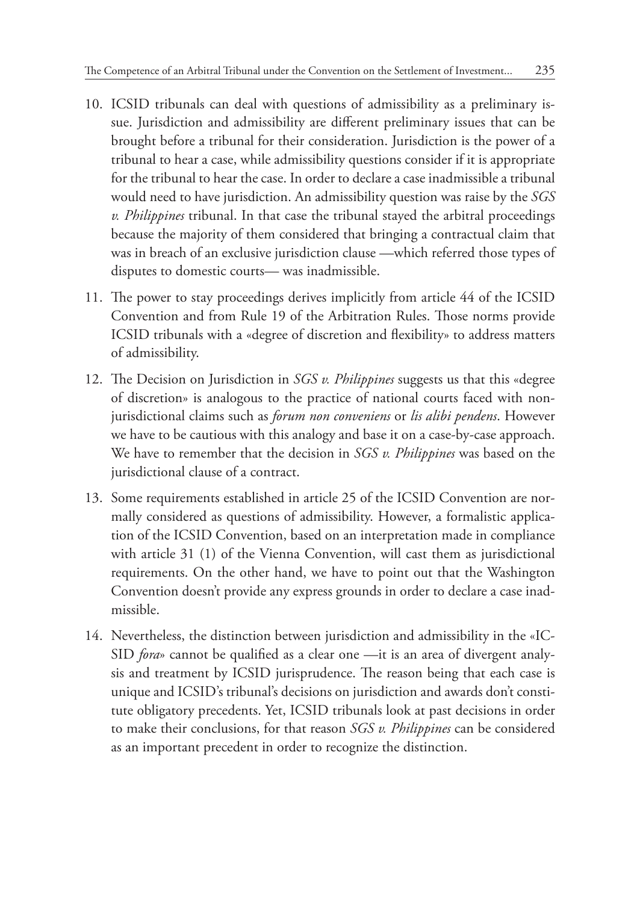10. ICSID tribunals can deal with questions of admissibility as a preliminary issue. Jurisdiction and admissibility are different preliminary issues that can be brought before a tribunal for their consideration. Jurisdiction is the power of a tribunal to hear a case, while admissibility questions consider if it is appropriate for the tribunal to hear the case. In order to declare a case inadmissible a tribunal would need to have jurisdiction. An admissibility question was raise by the *SGS v. Philippines* tribunal. In that case the tribunal stayed the arbitral proceedings because the majority of them considered that bringing a contractual claim that was in breach of an exclusive jurisdiction clause —which referred those types of disputes to domestic courts— was inadmissible.

11. The power to stay proceedings derives implicitly from article 44 of the ICSID Convention and from Rule 19 of the Arbitration Rules. Those norms provide ICSID tribunals with a «degree of discretion and flexibility» to address matters of admissibility.

12. The Decision on Jurisdiction in *SGS v. Philippines* suggests us that this «degree of discretion» is analogous to the practice of national courts faced with non-jurisdictional claims such as *forum non conveniens* or *lis alibi pendens*. However we have to be cautious with this analogy and base it on a case-by-case approach. We have to remember that the decision in *SGS v. Philippines* was based on the jurisdictional clause of a contract.

13. Some requirements established in article 25 of the ICSID Convention are normally considered as questions of admissibility. However, a formalistic application of the ICSID Convention, based on an interpretation made in compliance with article 31 (1) of the Vienna Convention, will cast them as jurisdictional requirements. On the other hand, we have to point out that the Washington Convention doesn't provide any express grounds in order to declare a case inadmissible.

14. Nevertheless, the distinction between jurisdiction and admissibility in the «ICSID *fora*» cannot be qualified as a clear one —it is an area of divergent analysis and treatment by ICSID jurisprudence. The reason being that each case is unique and ICSID's tribunal's decisions on jurisdiction and awards don't constitute obligatory precedents. Yet, ICSID tribunals look at past decisions in order to make their conclusions, for that reason *SGS v. Philippines* can be considered as an important precedent in order to recognize the distinction.